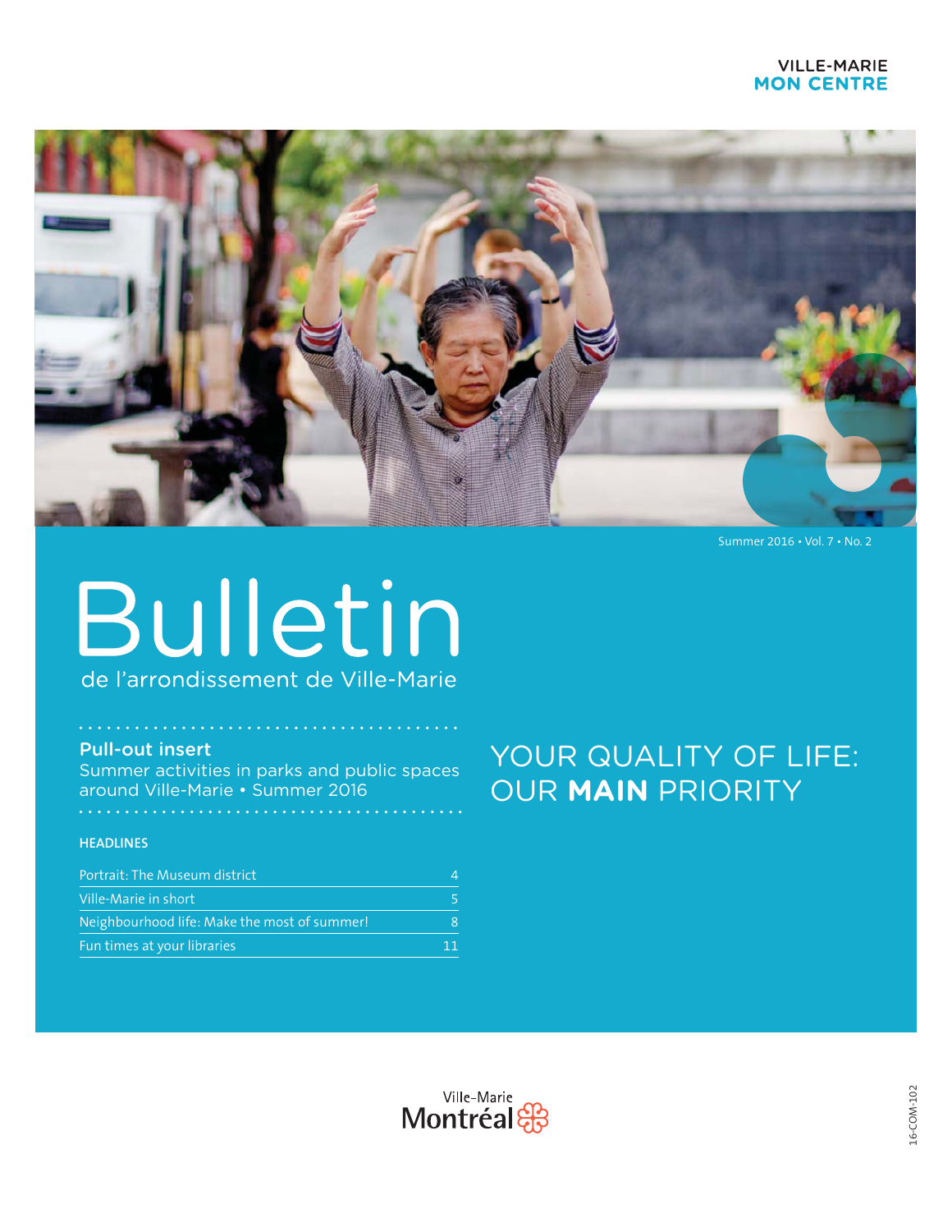VILLE-MARIE
**MON CENTRE**

Summer 2016 • Vol. 7 • No. 2

# Bulletin

de l'arrondissement de Ville-Marie

**Pull-out insert**
Summer activities in parks and public spaces around Ville-Marie • Summer 2016

## YOUR QUALITY OF LIFE: OUR **MAIN** PRIORITY

**HEADLINES**

| | |
|---|---|
| Portrait: The Museum district | 4 |
| Ville-Marie in short | 5 |
| Neighbourhood life: Make the most of summer! | 8 |
| Fun times at your libraries | 11 |

Ville-Marie
Montréal

16-COM-102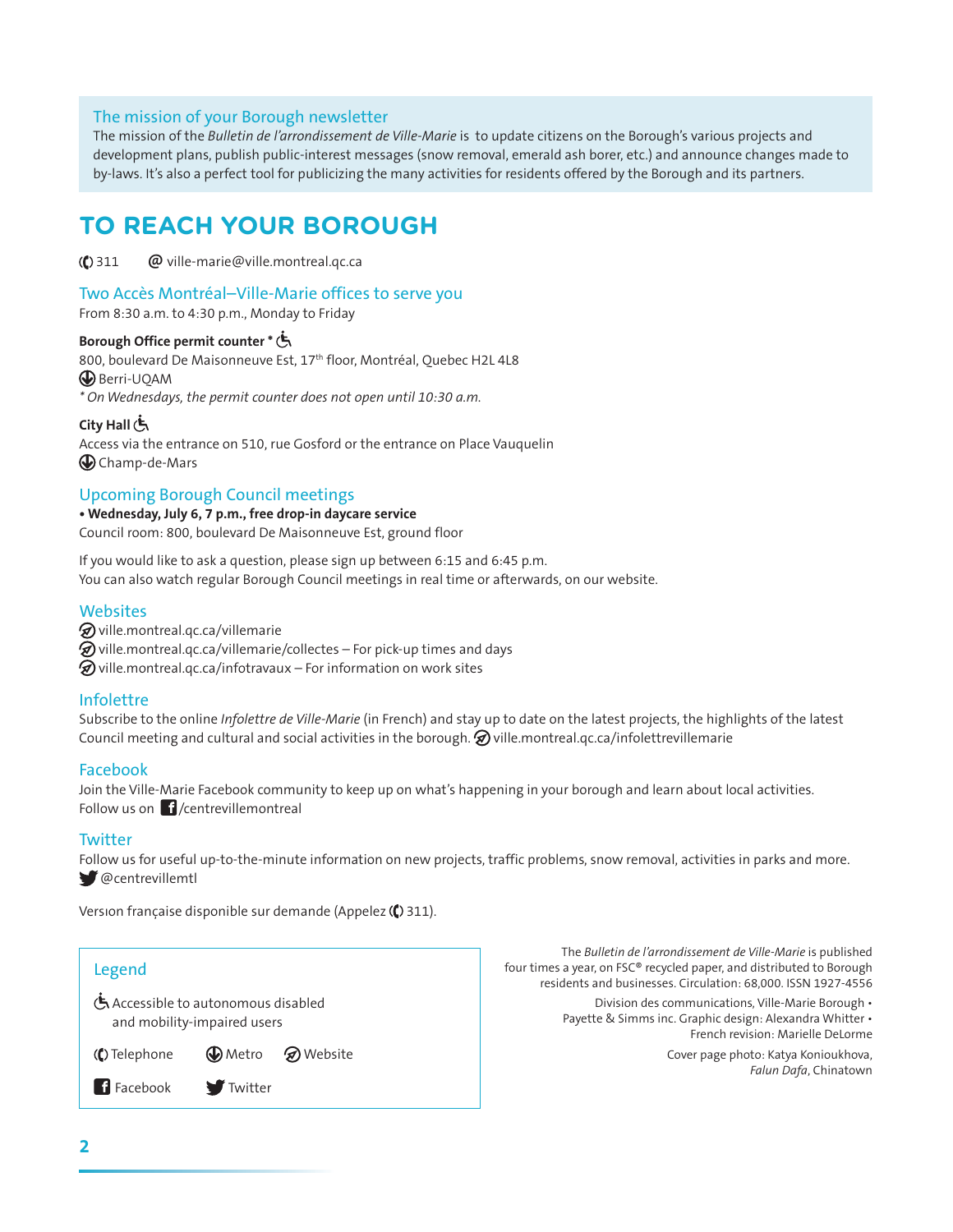## The mission of your Borough newsletter

The mission of the *Bulletin de l'arrondissement de Ville-Marie* is to update citizens on the Borough's various projects and development plans, publish public-interest messages (snow removal, emerald ash borer, etc.) and announce changes made to by-laws. It's also a perfect tool for publicizing the many activities for residents offered by the Borough and its partners.

# TO REACH YOUR BOROUGH

311 @ ville-marie@ville.montreal.qc.ca

## Two Accès Montréal–Ville-Marie offices to serve you

From 8:30 a.m. to 4:30 p.m., Monday to Friday

**Borough Office permit counter ***

800, boulevard De Maisonneuve Est, 17th floor, Montréal, Quebec H2L 4L8

Berri-UQAM

*\* On Wednesdays, the permit counter does not open until 10:30 a.m.*

**City Hall**

Access via the entrance on 510, rue Gosford or the entrance on Place Vauquelin

Champ-de-Mars

## Upcoming Borough Council meetings

- **Wednesday, July 6, 7 p.m., free drop-in daycare service**

Council room: 800, boulevard De Maisonneuve Est, ground floor

If you would like to ask a question, please sign up between 6:15 and 6:45 p.m.
You can also watch regular Borough Council meetings in real time or afterwards, on our website.

## Websites

ville.montreal.qc.ca/villemarie
ville.montreal.qc.ca/villemarie/collectes – For pick-up times and days
ville.montreal.qc.ca/infotravaux – For information on work sites

## Infolettre

Subscribe to the online *Infolettre de Ville-Marie* (in French) and stay up to date on the latest projects, the highlights of the latest Council meeting and cultural and social activities in the borough. ville.montreal.qc.ca/infolettrevillemarie

## Facebook

Join the Ville-Marie Facebook community to keep up on what's happening in your borough and learn about local activities.
Follow us on /centrevillemontreal

## Twitter

Follow us for useful up-to-the-minute information on new projects, traffic problems, snow removal, activities in parks and more.
@centrevillemtl

Version française disponible sur demande (Appelez 311).

## Legend

Accessible to autonomous disabled and mobility-impaired users

Telephone Metro Website

Facebook Twitter

The *Bulletin de l'arrondissement de Ville-Marie* is published four times a year, on FSC® recycled paper, and distributed to Borough residents and businesses. Circulation: 68,000. ISSN 1927-4556

Division des communications, Ville-Marie Borough • Payette & Simms inc. Graphic design: Alexandra Whitter • French revision: Marielle DeLorme

Cover page photo: Katya Konioukhova, *Falun Dafa*, Chinatown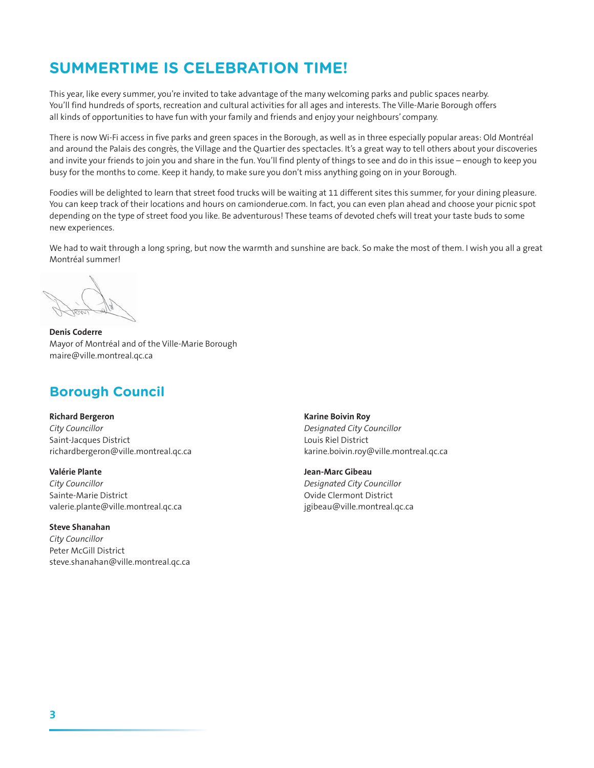# SUMMERTIME IS CELEBRATION TIME!

This year, like every summer, you're invited to take advantage of the many welcoming parks and public spaces nearby. You'll find hundreds of sports, recreation and cultural activities for all ages and interests. The Ville-Marie Borough offers all kinds of opportunities to have fun with your family and friends and enjoy your neighbours' company.

There is now Wi-Fi access in five parks and green spaces in the Borough, as well as in three especially popular areas: Old Montréal and around the Palais des congrès, the Village and the Quartier des spectacles. It's a great way to tell others about your discoveries and invite your friends to join you and share in the fun. You'll find plenty of things to see and do in this issue – enough to keep you busy for the months to come. Keep it handy, to make sure you don't miss anything going on in your Borough.

Foodies will be delighted to learn that street food trucks will be waiting at 11 different sites this summer, for your dining pleasure. You can keep track of their locations and hours on camionderue.com. In fact, you can even plan ahead and choose your picnic spot depending on the type of street food you like. Be adventurous! These teams of devoted chefs will treat your taste buds to some new experiences.

We had to wait through a long spring, but now the warmth and sunshine are back. So make the most of them. I wish you all a great Montréal summer!

**Denis Coderre**
Mayor of Montréal and of the Ville-Marie Borough
maire@ville.montreal.qc.ca

## Borough Council

**Richard Bergeron**
*City Councillor*
Saint-Jacques District
richardbergeron@ville.montreal.qc.ca

**Valérie Plante**
*City Councillor*
Sainte-Marie District
valerie.plante@ville.montreal.qc.ca

**Steve Shanahan**
*City Councillor*
Peter McGill District
steve.shanahan@ville.montreal.qc.ca

**Karine Boivin Roy**
*Designated City Councillor*
Louis Riel District
karine.boivin.roy@ville.montreal.qc.ca

**Jean-Marc Gibeau**
*Designated City Councillor*
Ovide Clermont District
jgibeau@ville.montreal.qc.ca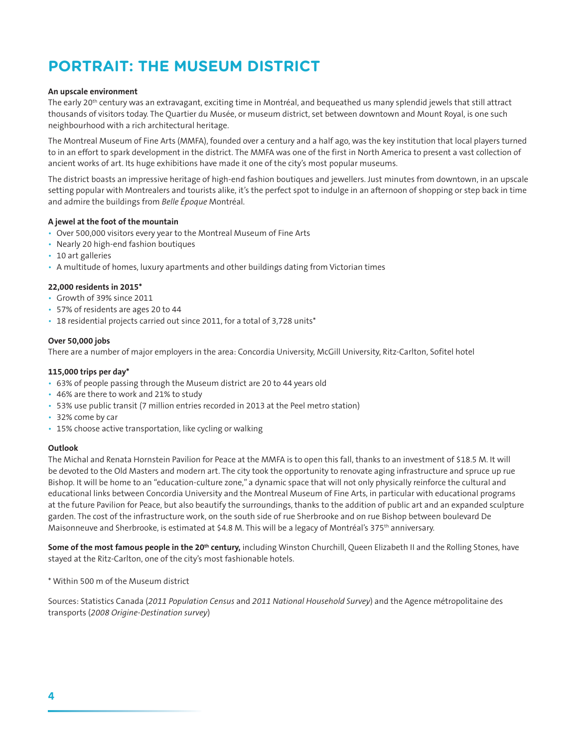# PORTRAIT: THE MUSEUM DISTRICT

**An upscale environment**

The early 20th century was an extravagant, exciting time in Montréal, and bequeathed us many splendid jewels that still attract thousands of visitors today. The Quartier du Musée, or museum district, set between downtown and Mount Royal, is one such neighbourhood with a rich architectural heritage.

The Montreal Museum of Fine Arts (MMFA), founded over a century and a half ago, was the key institution that local players turned to in an effort to spark development in the district. The MMFA was one of the first in North America to present a vast collection of ancient works of art. Its huge exhibitions have made it one of the city's most popular museums.

The district boasts an impressive heritage of high-end fashion boutiques and jewellers. Just minutes from downtown, in an upscale setting popular with Montrealers and tourists alike, it's the perfect spot to indulge in an afternoon of shopping or step back in time and admire the buildings from *Belle Époque* Montréal.

**A jewel at the foot of the mountain**

- Over 500,000 visitors every year to the Montreal Museum of Fine Arts
- Nearly 20 high-end fashion boutiques
- 10 art galleries
- A multitude of homes, luxury apartments and other buildings dating from Victorian times

**22,000 residents in 2015***

- Growth of 39% since 2011
- 57% of residents are ages 20 to 44
- 18 residential projects carried out since 2011, for a total of 3,728 units*

**Over 50,000 jobs**

There are a number of major employers in the area: Concordia University, McGill University, Ritz-Carlton, Sofitel hotel

**115,000 trips per day***

- 63% of people passing through the Museum district are 20 to 44 years old
- 46% are there to work and 21% to study
- 53% use public transit (7 million entries recorded in 2013 at the Peel metro station)
- 32% come by car
- 15% choose active transportation, like cycling or walking

**Outlook**

The Michal and Renata Hornstein Pavilion for Peace at the MMFA is to open this fall, thanks to an investment of $18.5 M. It will be devoted to the Old Masters and modern art. The city took the opportunity to renovate aging infrastructure and spruce up rue Bishop. It will be home to an "education-culture zone," a dynamic space that will not only physically reinforce the cultural and educational links between Concordia University and the Montreal Museum of Fine Arts, in particular with educational programs at the future Pavilion for Peace, but also beautify the surroundings, thanks to the addition of public art and an expanded sculpture garden. The cost of the infrastructure work, on the south side of rue Sherbrooke and on rue Bishop between boulevard De Maisonneuve and Sherbrooke, is estimated at $4.8 M. This will be a legacy of Montréal's 375th anniversary.

**Some of the most famous people in the 20th century,** including Winston Churchill, Queen Elizabeth II and the Rolling Stones, have stayed at the Ritz-Carlton, one of the city's most fashionable hotels.

\* Within 500 m of the Museum district

Sources: Statistics Canada (*2011 Population Census* and *2011 National Household Survey*) and the Agence métropolitaine des transports (*2008 Origine-Destination survey*)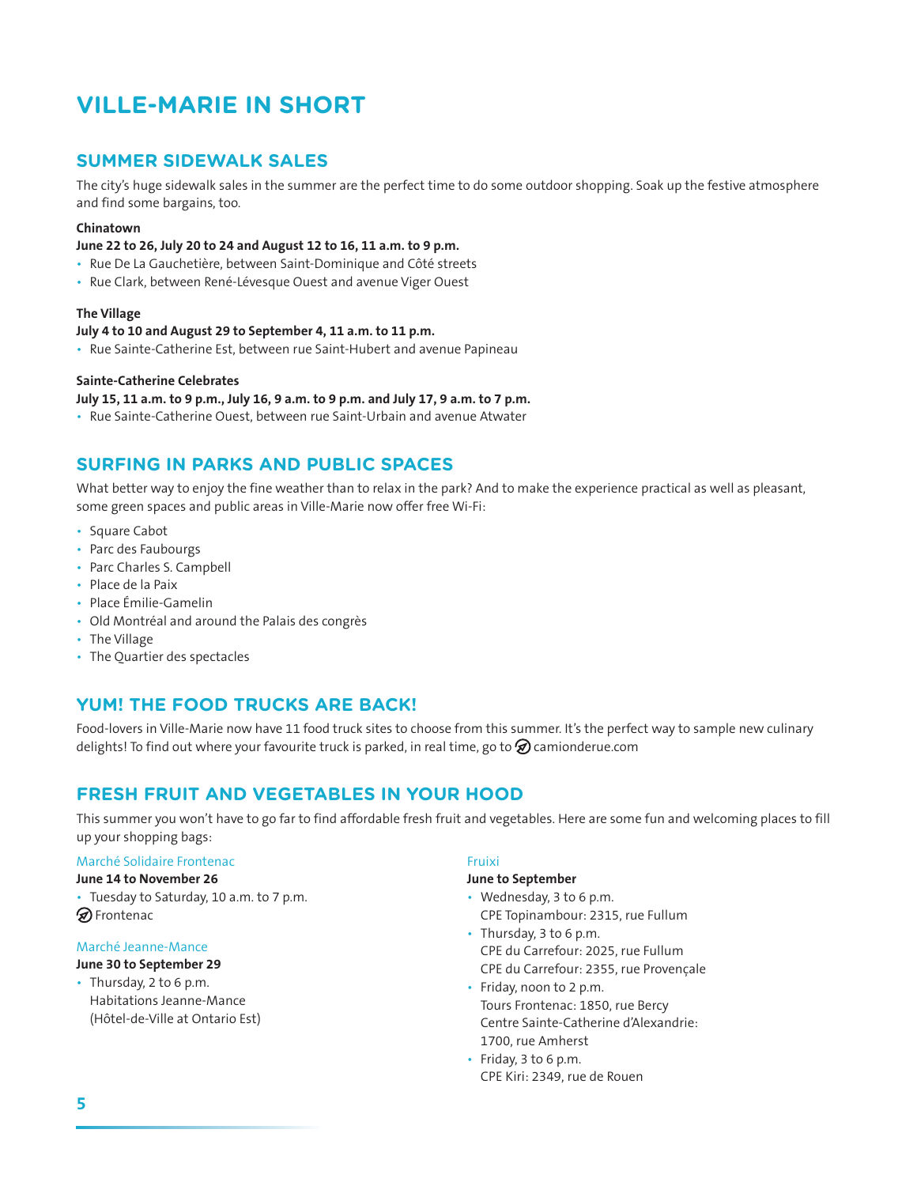# VILLE-MARIE IN SHORT

## SUMMER SIDEWALK SALES

The city's huge sidewalk sales in the summer are the perfect time to do some outdoor shopping. Soak up the festive atmosphere and find some bargains, too.

**Chinatown**

**June 22 to 26, July 20 to 24 and August 12 to 16, 11 a.m. to 9 p.m.**

- Rue De La Gauchetière, between Saint-Dominique and Côté streets
- Rue Clark, between René-Lévesque Ouest and avenue Viger Ouest

**The Village**

**July 4 to 10 and August 29 to September 4, 11 a.m. to 11 p.m.**

- Rue Sainte-Catherine Est, between rue Saint-Hubert and avenue Papineau

**Sainte-Catherine Celebrates**

**July 15, 11 a.m. to 9 p.m., July 16, 9 a.m. to 9 p.m. and July 17, 9 a.m. to 7 p.m.**

- Rue Sainte-Catherine Ouest, between rue Saint-Urbain and avenue Atwater

## SURFING IN PARKS AND PUBLIC SPACES

What better way to enjoy the fine weather than to relax in the park? And to make the experience practical as well as pleasant, some green spaces and public areas in Ville-Marie now offer free Wi-Fi:

- Square Cabot
- Parc des Faubourgs
- Parc Charles S. Campbell
- Place de la Paix
- Place Émilie-Gamelin
- Old Montréal and around the Palais des congrès
- The Village
- The Quartier des spectacles

## YUM! THE FOOD TRUCKS ARE BACK!

Food-lovers in Ville-Marie now have 11 food truck sites to choose from this summer. It's the perfect way to sample new culinary delights! To find out where your favourite truck is parked, in real time, go to camionderue.com

## FRESH FRUIT AND VEGETABLES IN YOUR HOOD

This summer you won't have to go far to find affordable fresh fruit and vegetables. Here are some fun and welcoming places to fill up your shopping bags:

Marché Solidaire Frontenac

**June 14 to November 26**

- Tuesday to Saturday, 10 a.m. to 7 p.m.

Frontenac

Marché Jeanne-Mance

**June 30 to September 29**

- Thursday, 2 to 6 p.m.
  Habitations Jeanne-Mance
  (Hôtel-de-Ville at Ontario Est)

Fruixi

**June to September**

- Wednesday, 3 to 6 p.m.
  CPE Topinambour: 2315, rue Fullum
- Thursday, 3 to 6 p.m.
  CPE du Carrefour: 2025, rue Fullum
  CPE du Carrefour: 2355, rue Provençale
- Friday, noon to 2 p.m.
  Tours Frontenac: 1850, rue Bercy
  Centre Sainte-Catherine d'Alexandrie: 1700, rue Amherst
- Friday, 3 to 6 p.m.
  CPE Kiri: 2349, rue de Rouen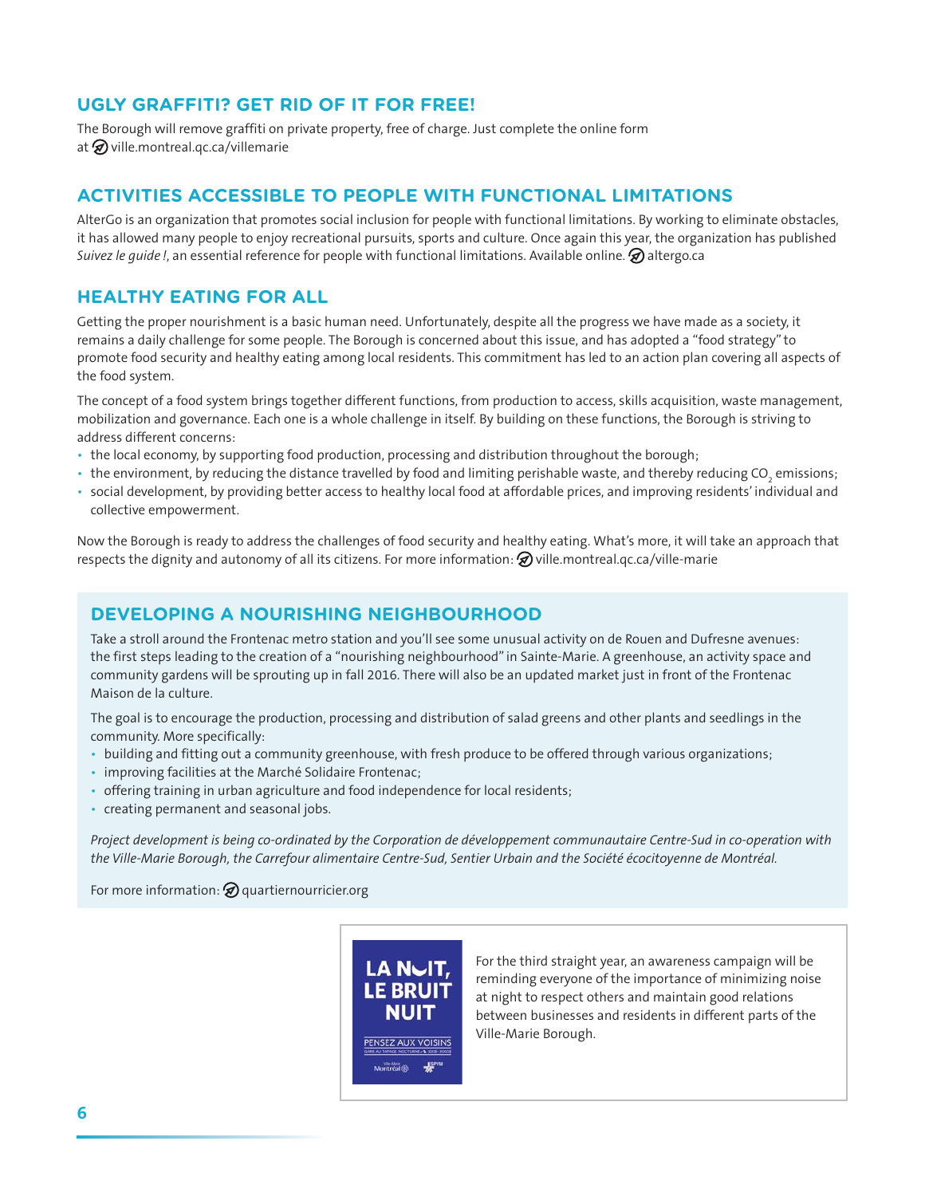## UGLY GRAFFITI? GET RID OF IT FOR FREE!

The Borough will remove graffiti on private property, free of charge. Just complete the online form at ville.montreal.qc.ca/villemarie

## ACTIVITIES ACCESSIBLE TO PEOPLE WITH FUNCTIONAL LIMITATIONS

AlterGo is an organization that promotes social inclusion for people with functional limitations. By working to eliminate obstacles, it has allowed many people to enjoy recreational pursuits, sports and culture. Once again this year, the organization has published *Suivez le guide !*, an essential reference for people with functional limitations. Available online. altergo.ca

## HEALTHY EATING FOR ALL

Getting the proper nourishment is a basic human need. Unfortunately, despite all the progress we have made as a society, it remains a daily challenge for some people. The Borough is concerned about this issue, and has adopted a "food strategy" to promote food security and healthy eating among local residents. This commitment has led to an action plan covering all aspects of the food system.

The concept of a food system brings together different functions, from production to access, skills acquisition, waste management, mobilization and governance. Each one is a whole challenge in itself. By building on these functions, the Borough is striving to address different concerns:

- the local economy, by supporting food production, processing and distribution throughout the borough;
- the environment, by reducing the distance travelled by food and limiting perishable waste, and thereby reducing $CO_2$ emissions;
- social development, by providing better access to healthy local food at affordable prices, and improving residents' individual and collective empowerment.

Now the Borough is ready to address the challenges of food security and healthy eating. What's more, it will take an approach that respects the dignity and autonomy of all its citizens. For more information: ville.montreal.qc.ca/ville-marie

## DEVELOPING A NOURISHING NEIGHBOURHOOD

Take a stroll around the Frontenac metro station and you'll see some unusual activity on de Rouen and Dufresne avenues: the first steps leading to the creation of a "nourishing neighbourhood" in Sainte-Marie. A greenhouse, an activity space and community gardens will be sprouting up in fall 2016. There will also be an updated market just in front of the Frontenac Maison de la culture.

The goal is to encourage the production, processing and distribution of salad greens and other plants and seedlings in the community. More specifically:

- building and fitting out a community greenhouse, with fresh produce to be offered through various organizations;
- improving facilities at the Marché Solidaire Frontenac;
- offering training in urban agriculture and food independence for local residents;
- creating permanent and seasonal jobs.

*Project development is being co-ordinated by the Corporation de développement communautaire Centre-Sud in co-operation with the Ville-Marie Borough, the Carrefour alimentaire Centre-Sud, Sentier Urbain and the Société écocitoyenne de Montréal.*

For more information: quartiernourricier.org

LA NUIT, LE BRUIT NUIT

PENSEZ AUX VOISINS

For the third straight year, an awareness campaign will be reminding everyone of the importance of minimizing noise at night to respect others and maintain good relations between businesses and residents in different parts of the Ville-Marie Borough.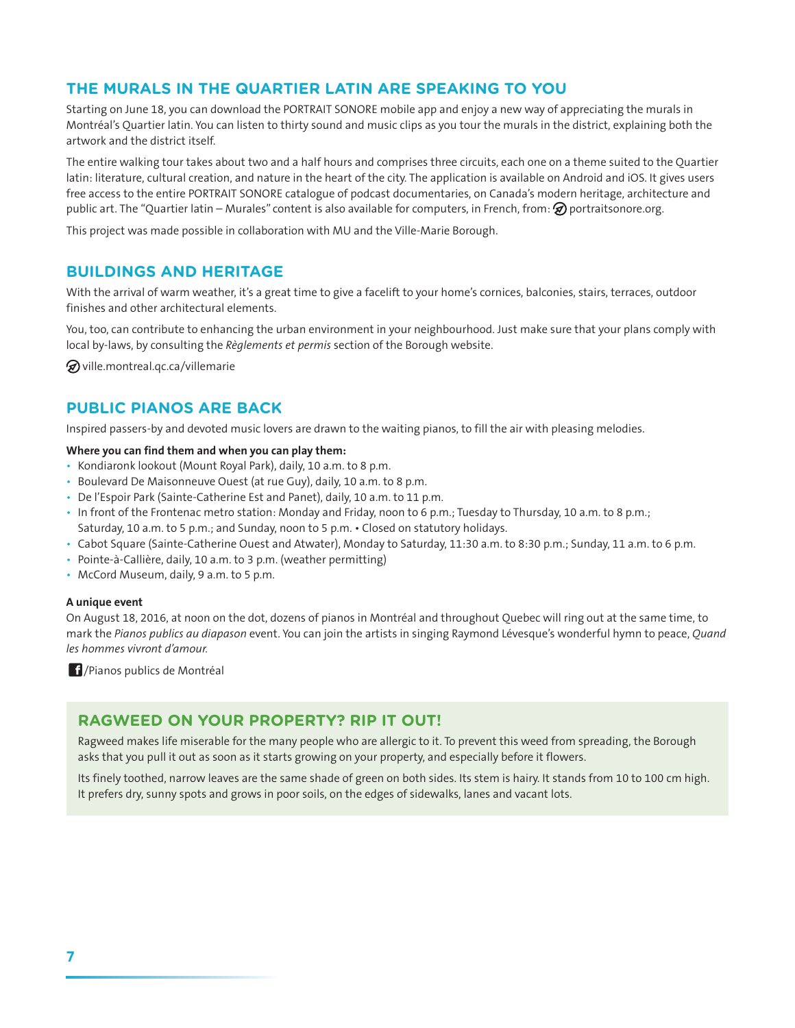## THE MURALS IN THE QUARTIER LATIN ARE SPEAKING TO YOU

Starting on June 18, you can download the PORTRAIT SONORE mobile app and enjoy a new way of appreciating the murals in Montréal's Quartier latin. You can listen to thirty sound and music clips as you tour the murals in the district, explaining both the artwork and the district itself.

The entire walking tour takes about two and a half hours and comprises three circuits, each one on a theme suited to the Quartier latin: literature, cultural creation, and nature in the heart of the city. The application is available on Android and iOS. It gives users free access to the entire PORTRAIT SONORE catalogue of podcast documentaries, on Canada's modern heritage, architecture and public art. The "Quartier latin – Murales" content is also available for computers, in French, from: portraitsonore.org.

This project was made possible in collaboration with MU and the Ville-Marie Borough.

## BUILDINGS AND HERITAGE

With the arrival of warm weather, it's a great time to give a facelift to your home's cornices, balconies, stairs, terraces, outdoor finishes and other architectural elements.

You, too, can contribute to enhancing the urban environment in your neighbourhood. Just make sure that your plans comply with local by-laws, by consulting the *Règlements et permis* section of the Borough website.

ville.montreal.qc.ca/villemarie

## PUBLIC PIANOS ARE BACK

Inspired passers-by and devoted music lovers are drawn to the waiting pianos, to fill the air with pleasing melodies.

**Where you can find them and when you can play them:**

- Kondiaronk lookout (Mount Royal Park), daily, 10 a.m. to 8 p.m.
- Boulevard De Maisonneuve Ouest (at rue Guy), daily, 10 a.m. to 8 p.m.
- De l'Espoir Park (Sainte-Catherine Est and Panet), daily, 10 a.m. to 11 p.m.
- In front of the Frontenac metro station: Monday and Friday, noon to 6 p.m.; Tuesday to Thursday, 10 a.m. to 8 p.m.; Saturday, 10 a.m. to 5 p.m.; and Sunday, noon to 5 p.m. • Closed on statutory holidays.
- Cabot Square (Sainte-Catherine Ouest and Atwater), Monday to Saturday, 11:30 a.m. to 8:30 p.m.; Sunday, 11 a.m. to 6 p.m.
- Pointe-à-Callière, daily, 10 a.m. to 3 p.m. (weather permitting)
- McCord Museum, daily, 9 a.m. to 5 p.m.

**A unique event**

On August 18, 2016, at noon on the dot, dozens of pianos in Montréal and throughout Quebec will ring out at the same time, to mark the *Pianos publics au diapason* event. You can join the artists in singing Raymond Lévesque's wonderful hymn to peace, *Quand les hommes vivront d'amour.*

/Pianos publics de Montréal

## RAGWEED ON YOUR PROPERTY? RIP IT OUT!

Ragweed makes life miserable for the many people who are allergic to it. To prevent this weed from spreading, the Borough asks that you pull it out as soon as it starts growing on your property, and especially before it flowers.

Its finely toothed, narrow leaves are the same shade of green on both sides. Its stem is hairy. It stands from 10 to 100 cm high. It prefers dry, sunny spots and grows in poor soils, on the edges of sidewalks, lanes and vacant lots.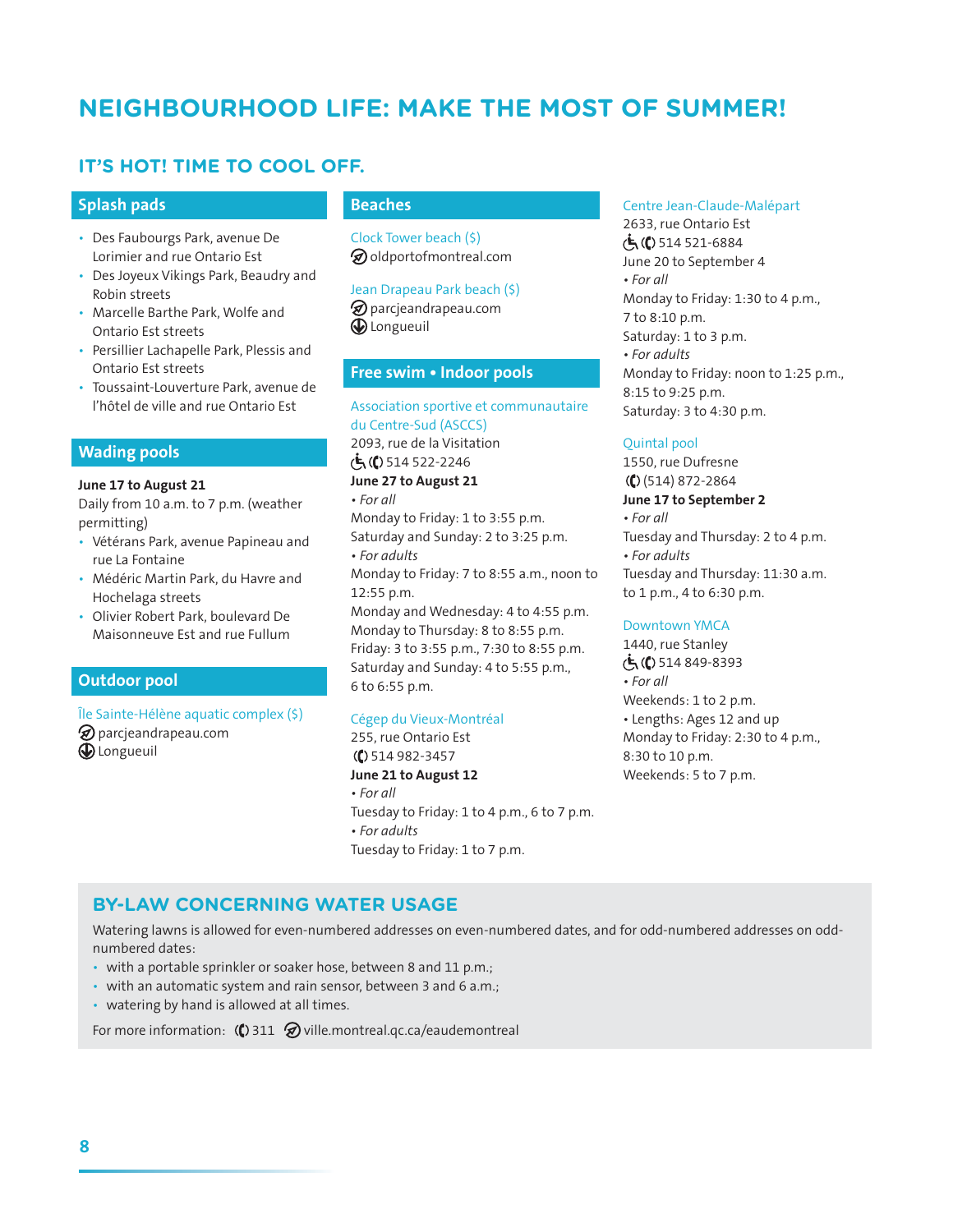# NEIGHBOURHOOD LIFE: MAKE THE MOST OF SUMMER!

## IT'S HOT! TIME TO COOL OFF.

### Splash pads

- Des Faubourgs Park, avenue De Lorimier and rue Ontario Est
- Des Joyeux Vikings Park, Beaudry and Robin streets
- Marcelle Barthe Park, Wolfe and Ontario Est streets
- Persillier Lachapelle Park, Plessis and Ontario Est streets
- Toussaint-Louverture Park, avenue de l'hôtel de ville and rue Ontario Est

### Wading pools

**June 17 to August 21**
Daily from 10 a.m. to 7 p.m. (weather permitting)

- Vétérans Park, avenue Papineau and rue La Fontaine
- Médéric Martin Park, du Havre and Hochelaga streets
- Olivier Robert Park, boulevard De Maisonneuve Est and rue Fullum

### Outdoor pool

Île Sainte-Hélène aquatic complex ($)
parcjeandrapeau.com
Longueuil

### Beaches

Clock Tower beach ($)
oldportofmontreal.com

Jean Drapeau Park beach ($)
parcjeandrapeau.com
Longueuil

### Free swim • Indoor pools

Association sportive et communautaire du Centre-Sud (ASCCS)
2093, rue de la Visitation
514 522-2246
**June 27 to August 21**
• *For all*
Monday to Friday: 1 to 3:55 p.m.
Saturday and Sunday: 2 to 3:25 p.m.
• *For adults*
Monday to Friday: 7 to 8:55 a.m., noon to 12:55 p.m.
Monday and Wednesday: 4 to 4:55 p.m.
Monday to Thursday: 8 to 8:55 p.m.
Friday: 3 to 3:55 p.m., 7:30 to 8:55 p.m.
Saturday and Sunday: 4 to 5:55 p.m., 6 to 6:55 p.m.

Cégep du Vieux-Montréal
255, rue Ontario Est
514 982-3457
**June 21 to August 12**
• *For all*
Tuesday to Friday: 1 to 4 p.m., 6 to 7 p.m.
• *For adults*
Tuesday to Friday: 1 to 7 p.m.

Centre Jean-Claude-Malépart
2633, rue Ontario Est
514 521-6884
June 20 to September 4
• *For all*
Monday to Friday: 1:30 to 4 p.m., 7 to 8:10 p.m.
Saturday: 1 to 3 p.m.
• *For adults*
Monday to Friday: noon to 1:25 p.m., 8:15 to 9:25 p.m.
Saturday: 3 to 4:30 p.m.

Quintal pool
1550, rue Dufresne
(514) 872-2864
**June 17 to September 2**
• *For all*
Tuesday and Thursday: 2 to 4 p.m.
• *For adults*
Tuesday and Thursday: 11:30 a.m. to 1 p.m., 4 to 6:30 p.m.

Downtown YMCA
1440, rue Stanley
514 849-8393
• *For all*
Weekends: 1 to 2 p.m.
• Lengths: Ages 12 and up
Monday to Friday: 2:30 to 4 p.m., 8:30 to 10 p.m.
Weekends: 5 to 7 p.m.

## BY-LAW CONCERNING WATER USAGE

Watering lawns is allowed for even-numbered addresses on even-numbered dates, and for odd-numbered addresses on odd-numbered dates:

- with a portable sprinkler or soaker hose, between 8 and 11 p.m.;
- with an automatic system and rain sensor, between 3 and 6 a.m.;
- watering by hand is allowed at all times.

For more information: 311 ville.montreal.qc.ca/eaudemontreal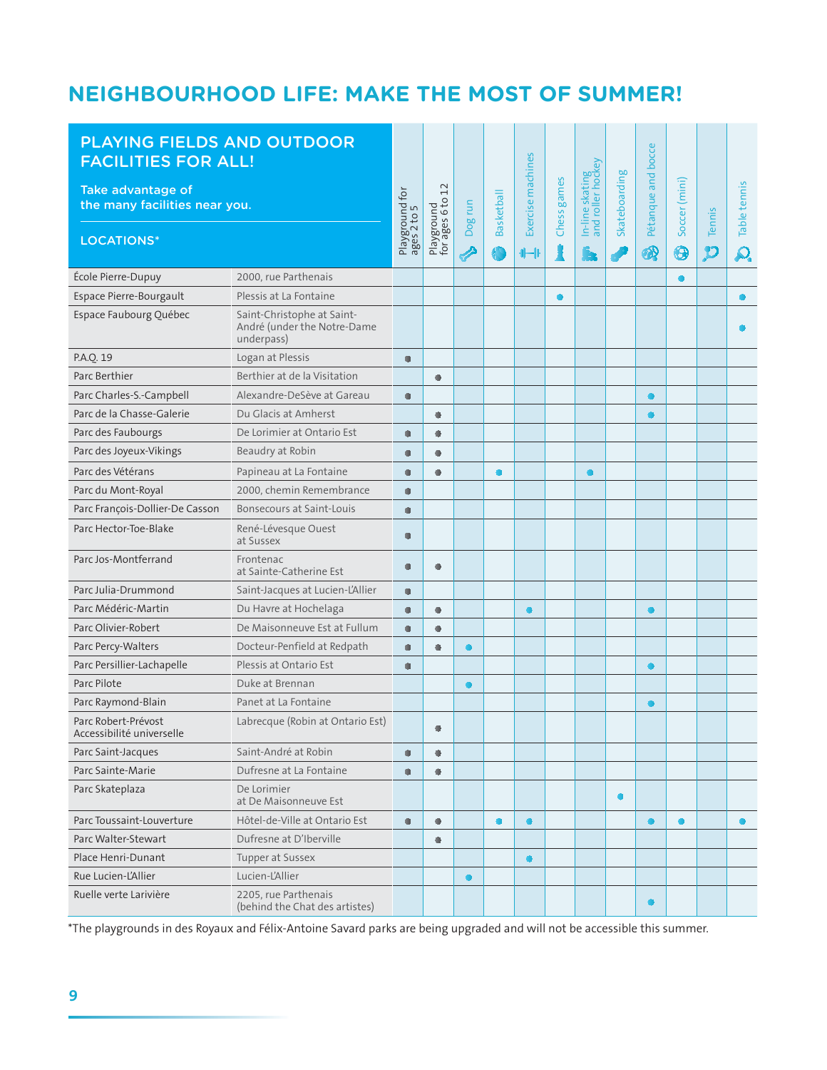# NEIGHBOURHOOD LIFE: MAKE THE MOST OF SUMMER!

## PLAYING FIELDS AND OUTDOOR FACILITIES FOR ALL!

Take advantage of the many facilities near you.

| LOCATIONS* | | Playground for ages 2 to 5 | Playground for ages 6 to 12 | Dog run | Basketball | Exercise machines | Chess games | In-line skating and roller hockey | Skateboarding | Pétanque and bocce | Soccer (mini) | Tennis | Table tennis |
|---|---|---|---|---|---|---|---|---|---|---|---|---|---|
| École Pierre-Dupuy | 2000, rue Parthenais | | | | | | | | | | ● | | |
| Espace Pierre-Bourgault | Plessis at La Fontaine | | | | | | ● | | | | | | ● |
| Espace Faubourg Québec | Saint-Christophe at Saint-André (under the Notre-Dame underpass) | | | | | | | | | | | | ● |
| P.A.Q. 19 | Logan at Plessis | ● | | | | | | | | | | | |
| Parc Berthier | Berthier at de la Visitation | | ● | | | | | | | | | | |
| Parc Charles-S.-Campbell | Alexandre-DeSève at Gareau | ● | | | | | | | | ● | | | |
| Parc de la Chasse-Galerie | Du Glacis at Amherst | | ● | | | | | | | ● | | | |
| Parc des Faubourgs | De Lorimier at Ontario Est | ● | ● | | | | | | | | | | |
| Parc des Joyeux-Vikings | Beaudry at Robin | ● | ● | | | | | | | | | | |
| Parc des Vétérans | Papineau at La Fontaine | ● | ● | | ● | | | ● | | | | | |
| Parc du Mont-Royal | 2000, chemin Remembrance | ● | | | | | | | | | | | |
| Parc François-Dollier-De Casson | Bonsecours at Saint-Louis | ● | | | | | | | | | | | |
| Parc Hector-Toe-Blake | René-Lévesque Ouest at Sussex | ● | | | | | | | | | | | |
| Parc Jos-Montferrand | Frontenac at Sainte-Catherine Est | ● | ● | | | | | | | | | | |
| Parc Julia-Drummond | Saint-Jacques at Lucien-L'Allier | ● | | | | | | | | | | | |
| Parc Médéric-Martin | Du Havre at Hochelaga | ● | ● | | | ● | | | | ● | | | |
| Parc Olivier-Robert | De Maisonneuve Est at Fullum | ● | ● | | | | | | | | | | |
| Parc Percy-Walters | Docteur-Penfield at Redpath | ● | ● | ● | | | | | | | | | |
| Parc Persillier-Lachapelle | Plessis at Ontario Est | ● | | | | | | | | ● | | | |
| Parc Pilote | Duke at Brennan | | | ● | | | | | | | | | |
| Parc Raymond-Blain | Panet at La Fontaine | | | | | | | | | ● | | | |
| Parc Robert-Prévost Accessibilité universelle | Labrecque (Robin at Ontario Est) | | ● | | | | | | | | | | |
| Parc Saint-Jacques | Saint-André at Robin | ● | ● | | | | | | | | | | |
| Parc Sainte-Marie | Dufresne at La Fontaine | ● | ● | | | | | | | | | | |
| Parc Skateplaza | De Lorimier at De Maisonneuve Est | | | | | | | | ● | | | | |
| Parc Toussaint-Louverture | Hôtel-de-Ville at Ontario Est | ● | ● | | ● | ● | | | | ● | ● | | ● |
| Parc Walter-Stewart | Dufresne at D'Iberville | | ● | | | | | | | | | | |
| Place Henri-Dunant | Tupper at Sussex | | | | | ● | | | | | | | |
| Rue Lucien-L'Allier | Lucien-L'Allier | | | ● | | | | | | | | | |
| Ruelle verte Larivière | 2205, rue Parthenais (behind the Chat des artistes) | | | | | | | | | ● | | | |

*The playgrounds in des Royaux and Félix-Antoine Savard parks are being upgraded and will not be accessible this summer.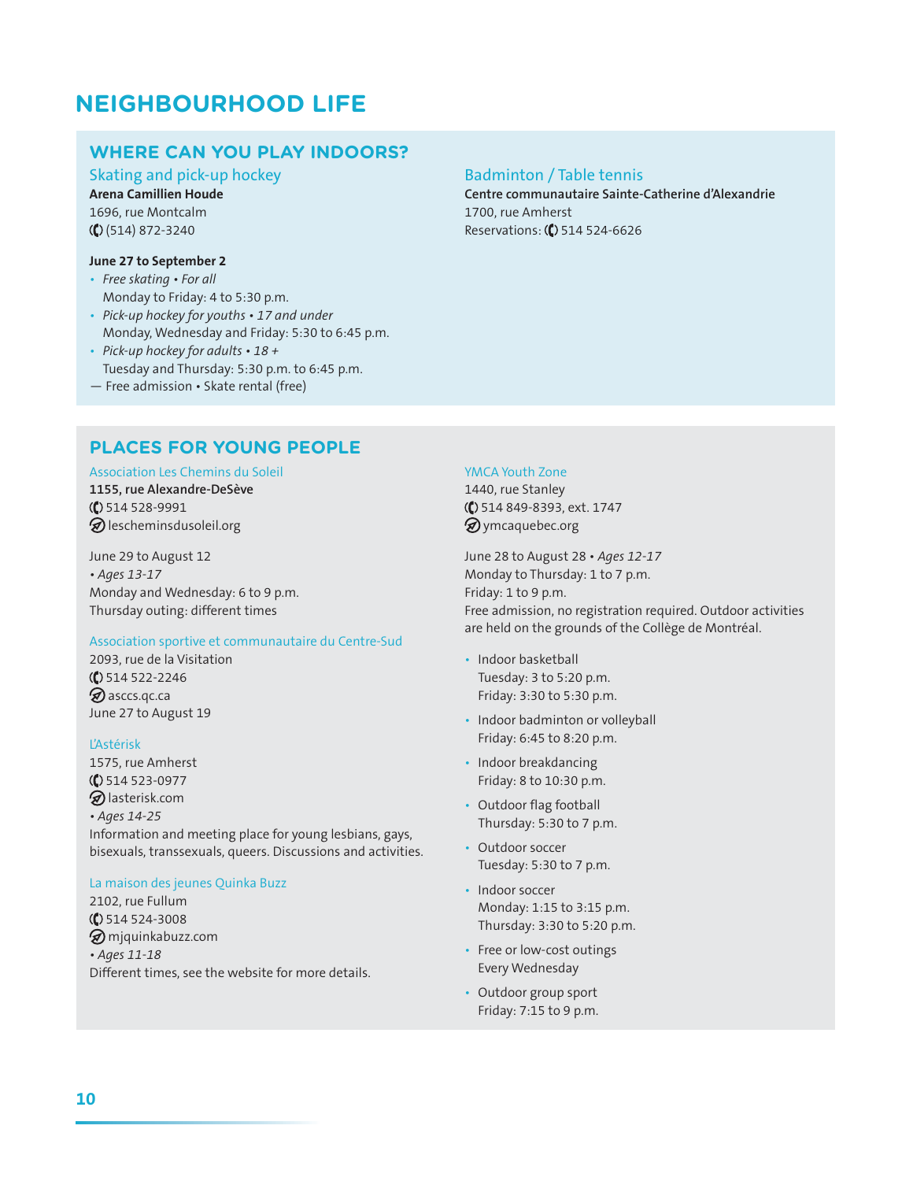# NEIGHBOURHOOD LIFE

## WHERE CAN YOU PLAY INDOORS?

### Skating and pick-up hockey

**Arena Camillien Houde**
1696, rue Montcalm
(514) 872-3240

**June 27 to September 2**

- *Free skating • For all*
  Monday to Friday: 4 to 5:30 p.m.
- *Pick-up hockey for youths • 17 and under*
  Monday, Wednesday and Friday: 5:30 to 6:45 p.m.
- *Pick-up hockey for adults • 18 +*
  Tuesday and Thursday: 5:30 p.m. to 6:45 p.m.

— Free admission • Skate rental (free)

### Badminton / Table tennis

**Centre communautaire Sainte-Catherine d'Alexandrie**
1700, rue Amherst
Reservations: 514 524-6626

## PLACES FOR YOUNG PEOPLE

### Association Les Chemins du Soleil

**1155, rue Alexandre-DeSève**
514 528-9991
lescheminsdusoleil.org

June 29 to August 12
• *Ages 13-17*
Monday and Wednesday: 6 to 9 p.m.
Thursday outing: different times

### Association sportive et communautaire du Centre-Sud

2093, rue de la Visitation
514 522-2246
asccs.qc.ca
June 27 to August 19

### L'Astérisk

1575, rue Amherst
514 523-0977
lasterisk.com
• *Ages 14-25*
Information and meeting place for young lesbians, gays, bisexuals, transsexuals, queers. Discussions and activities.

### La maison des jeunes Quinka Buzz

2102, rue Fullum
514 524-3008
mjquinkabuzz.com
• *Ages 11-18*
Different times, see the website for more details.

### YMCA Youth Zone

1440, rue Stanley
514 849-8393, ext. 1747
ymcaquebec.org

June 28 to August 28 • *Ages 12-17*
Monday to Thursday: 1 to 7 p.m.
Friday: 1 to 9 p.m.
Free admission, no registration required. Outdoor activities are held on the grounds of the Collège de Montréal.

- Indoor basketball
  Tuesday: 3 to 5:20 p.m.
  Friday: 3:30 to 5:30 p.m.
- Indoor badminton or volleyball
  Friday: 6:45 to 8:20 p.m.
- Indoor breakdancing
  Friday: 8 to 10:30 p.m.
- Outdoor flag football
  Thursday: 5:30 to 7 p.m.
- Outdoor soccer
  Tuesday: 5:30 to 7 p.m.
- Indoor soccer
  Monday: 1:15 to 3:15 p.m.
  Thursday: 3:30 to 5:20 p.m.
- Free or low-cost outings
  Every Wednesday
- Outdoor group sport
  Friday: 7:15 to 9 p.m.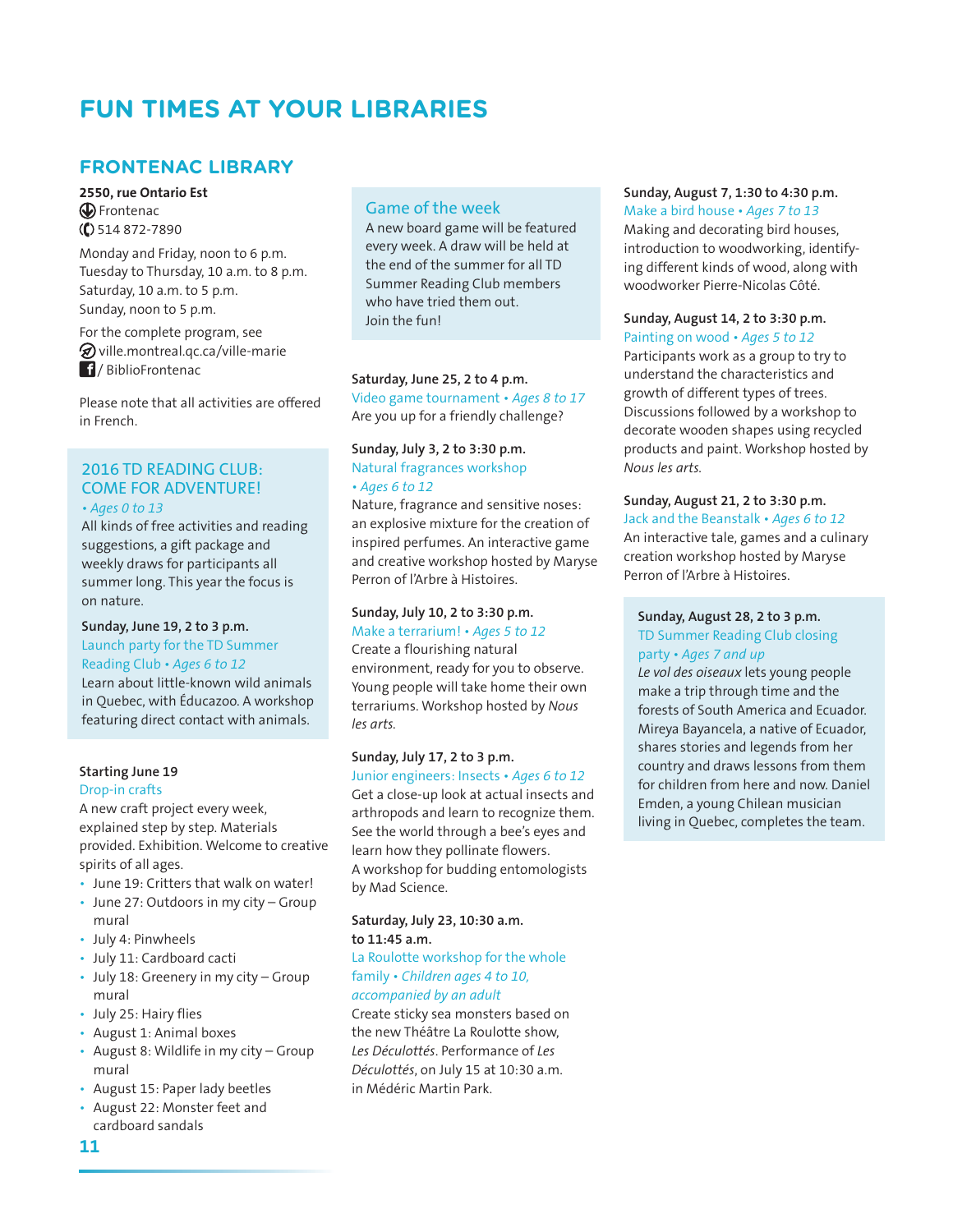# FUN TIMES AT YOUR LIBRARIES

## FRONTENAC LIBRARY

**2550, rue Ontario Est**
Frontenac
514 872-7890

Monday and Friday, noon to 6 p.m.
Tuesday to Thursday, 10 a.m. to 8 p.m.
Saturday, 10 a.m. to 5 p.m.
Sunday, noon to 5 p.m.

For the complete program, see
ville.montreal.qc.ca/ville-marie
/ BiblioFrontenac

Please note that all activities are offered in French.

### 2016 TD READING CLUB: COME FOR ADVENTURE!

*• Ages 0 to 13*
All kinds of free activities and reading suggestions, a gift package and weekly draws for participants all summer long. This year the focus is on nature.

**Sunday, June 19, 2 to 3 p.m.**
Launch party for the TD Summer Reading Club • *Ages 6 to 12*
Learn about little-known wild animals in Quebec, with Éducazoo. A workshop featuring direct contact with animals.

**Starting June 19**
Drop-in crafts
A new craft project every week, explained step by step. Materials provided. Exhibition. Welcome to creative spirits of all ages.

- June 19: Critters that walk on water!
- June 27: Outdoors in my city – Group mural
- July 4: Pinwheels
- July 11: Cardboard cacti
- July 18: Greenery in my city – Group mural
- July 25: Hairy flies
- August 1: Animal boxes
- August 8: Wildlife in my city – Group mural
- August 15: Paper lady beetles
- August 22: Monster feet and cardboard sandals

### Game of the week

A new board game will be featured every week. A draw will be held at the end of the summer for all TD Summer Reading Club members who have tried them out.
Join the fun!

**Saturday, June 25, 2 to 4 p.m.**
Video game tournament • *Ages 8 to 17*
Are you up for a friendly challenge?

**Sunday, July 3, 2 to 3:30 p.m.**
Natural fragrances workshop • *Ages 6 to 12*
Nature, fragrance and sensitive noses: an explosive mixture for the creation of inspired perfumes. An interactive game and creative workshop hosted by Maryse Perron of l'Arbre à Histoires.

**Sunday, July 10, 2 to 3:30 p.m.**
Make a terrarium! • *Ages 5 to 12*
Create a flourishing natural environment, ready for you to observe. Young people will take home their own terrariums. Workshop hosted by *Nous les arts*.

**Sunday, July 17, 2 to 3 p.m.**
Junior engineers: Insects • *Ages 6 to 12*
Get a close-up look at actual insects and arthropods and learn to recognize them. See the world through a bee's eyes and learn how they pollinate flowers.
A workshop for budding entomologists by Mad Science.

**Saturday, July 23, 10:30 a.m. to 11:45 a.m.**
La Roulotte workshop for the whole family • *Children ages 4 to 10, accompanied by an adult*
Create sticky sea monsters based on the new Théâtre La Roulotte show, *Les Déculottés*. Performance of *Les Déculottés*, on July 15 at 10:30 a.m. in Médéric Martin Park.

**Sunday, August 7, 1:30 to 4:30 p.m.**
Make a bird house • *Ages 7 to 13*
Making and decorating bird houses, introduction to woodworking, identifying different kinds of wood, along with woodworker Pierre-Nicolas Côté.

**Sunday, August 14, 2 to 3:30 p.m.**
Painting on wood • *Ages 5 to 12*
Participants work as a group to try to understand the characteristics and growth of different types of trees. Discussions followed by a workshop to decorate wooden shapes using recycled products and paint. Workshop hosted by *Nous les arts*.

**Sunday, August 21, 2 to 3:30 p.m.**
Jack and the Beanstalk • *Ages 6 to 12*
An interactive tale, games and a culinary creation workshop hosted by Maryse Perron of l'Arbre à Histoires.

**Sunday, August 28, 2 to 3 p.m.**
TD Summer Reading Club closing party • *Ages 7 and up*
*Le vol des oiseaux* lets young people make a trip through time and the forests of South America and Ecuador. Mireya Bayancela, a native of Ecuador, shares stories and legends from her country and draws lessons from them for children from here and now. Daniel Emden, a young Chilean musician living in Quebec, completes the team.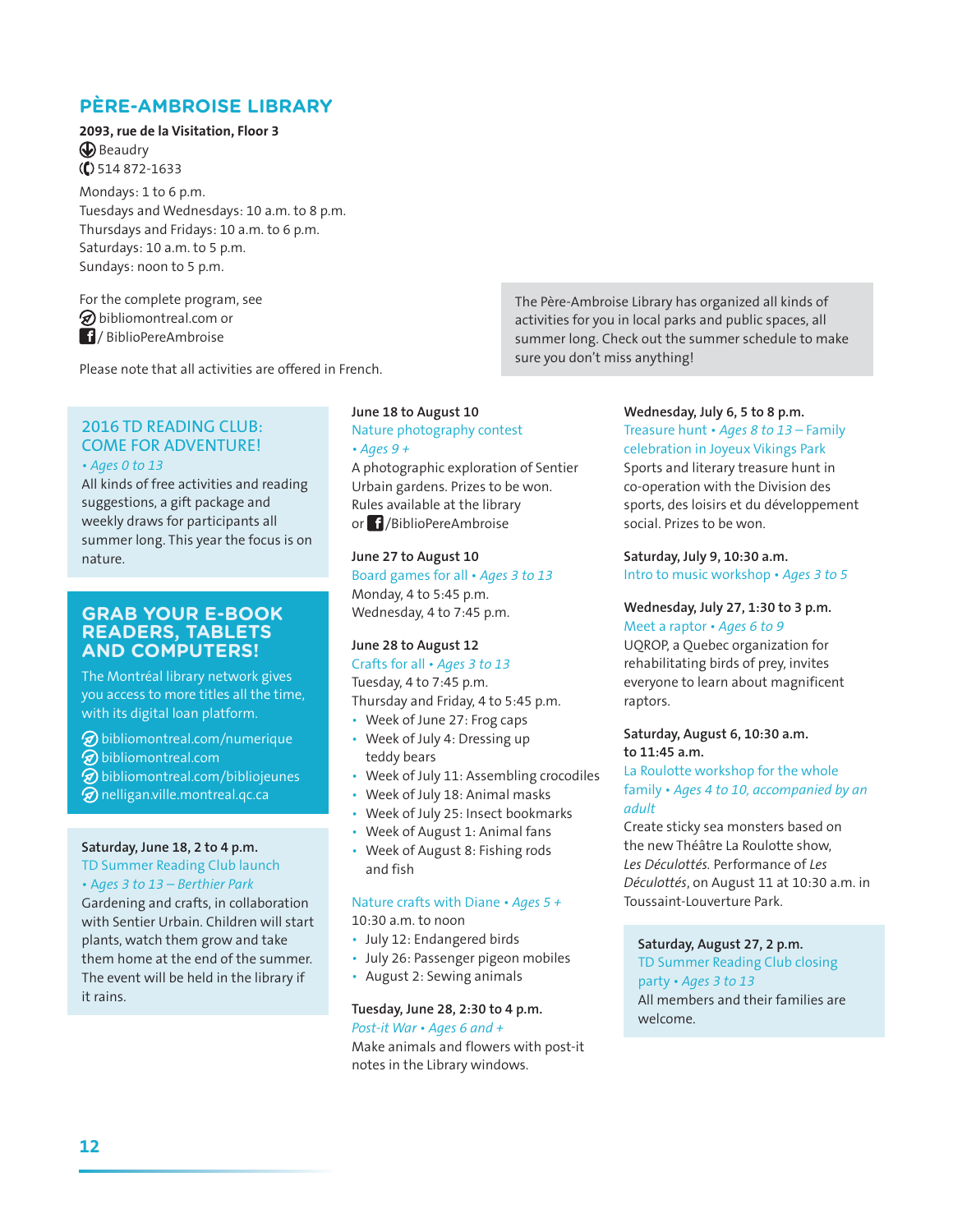# PÈRE-AMBROISE LIBRARY

**2093, rue de la Visitation, Floor 3**
Beaudry
514 872-1633

Mondays: 1 to 6 p.m.
Tuesdays and Wednesdays: 10 a.m. to 8 p.m.
Thursdays and Fridays: 10 a.m. to 6 p.m.
Saturdays: 10 a.m. to 5 p.m.
Sundays: noon to 5 p.m.

For the complete program, see
bibliomontreal.com or
/ BiblioPereAmbroise

Please note that all activities are offered in French.

The Père-Ambroise Library has organized all kinds of activities for you in local parks and public spaces, all summer long. Check out the summer schedule to make sure you don't miss anything!

## 2016 TD READING CLUB: COME FOR ADVENTURE!

*• Ages 0 to 13*

All kinds of free activities and reading suggestions, a gift package and weekly draws for participants all summer long. This year the focus is on nature.

## GRAB YOUR E-BOOK READERS, TABLETS AND COMPUTERS!

The Montréal library network gives you access to more titles all the time, with its digital loan platform.

- bibliomontreal.com/numerique
- bibliomontreal.com
- bibliomontreal.com/bibliojeunes
- nelligan.ville.montreal.qc.ca

**Saturday, June 18, 2 to 4 p.m.**
TD Summer Reading Club launch
*• Ages 3 to 13 – Berthier Park*
Gardening and crafts, in collaboration with Sentier Urbain. Children will start plants, watch them grow and take them home at the end of the summer. The event will be held in the library if it rains.

**June 18 to August 10**
Nature photography contest
*• Ages 9 +*
A photographic exploration of Sentier Urbain gardens. Prizes to be won. Rules available at the library or /BiblioPereAmbroise

**June 27 to August 10**
Board games for all *• Ages 3 to 13*
Monday, 4 to 5:45 p.m.
Wednesday, 4 to 7:45 p.m.

**June 28 to August 12**
Crafts for all *• Ages 3 to 13*
Tuesday, 4 to 7:45 p.m.
Thursday and Friday, 4 to 5:45 p.m.

- Week of June 27: Frog caps
- Week of July 4: Dressing up teddy bears
- Week of July 11: Assembling crocodiles
- Week of July 18: Animal masks
- Week of July 25: Insect bookmarks
- Week of August 1: Animal fans
- Week of August 8: Fishing rods and fish

Nature crafts with Diane *• Ages 5 +*
10:30 a.m. to noon

- July 12: Endangered birds
- July 26: Passenger pigeon mobiles
- August 2: Sewing animals

**Tuesday, June 28, 2:30 to 4 p.m.**
*Post-it War • Ages 6 and +*
Make animals and flowers with post-it notes in the Library windows.

**Wednesday, July 6, 5 to 8 p.m.**
Treasure hunt *• Ages 8 to 13 – Family celebration in Joyeux Vikings Park*
Sports and literary treasure hunt in co-operation with the Division des sports, des loisirs et du développement social. Prizes to be won.

**Saturday, July 9, 10:30 a.m.**
Intro to music workshop *• Ages 3 to 5*

**Wednesday, July 27, 1:30 to 3 p.m.**
Meet a raptor *• Ages 6 to 9*
UQROP, a Quebec organization for rehabilitating birds of prey, invites everyone to learn about magnificent raptors.

**Saturday, August 6, 10:30 a.m. to 11:45 a.m.**
La Roulotte workshop for the whole family *• Ages 4 to 10, accompanied by an adult*
Create sticky sea monsters based on the new Théâtre La Roulotte show, *Les Déculottés.* Performance of *Les Déculottés*, on August 11 at 10:30 a.m. in Toussaint-Louverture Park.

**Saturday, August 27, 2 p.m.**
TD Summer Reading Club closing party *• Ages 3 to 13*
All members and their families are welcome.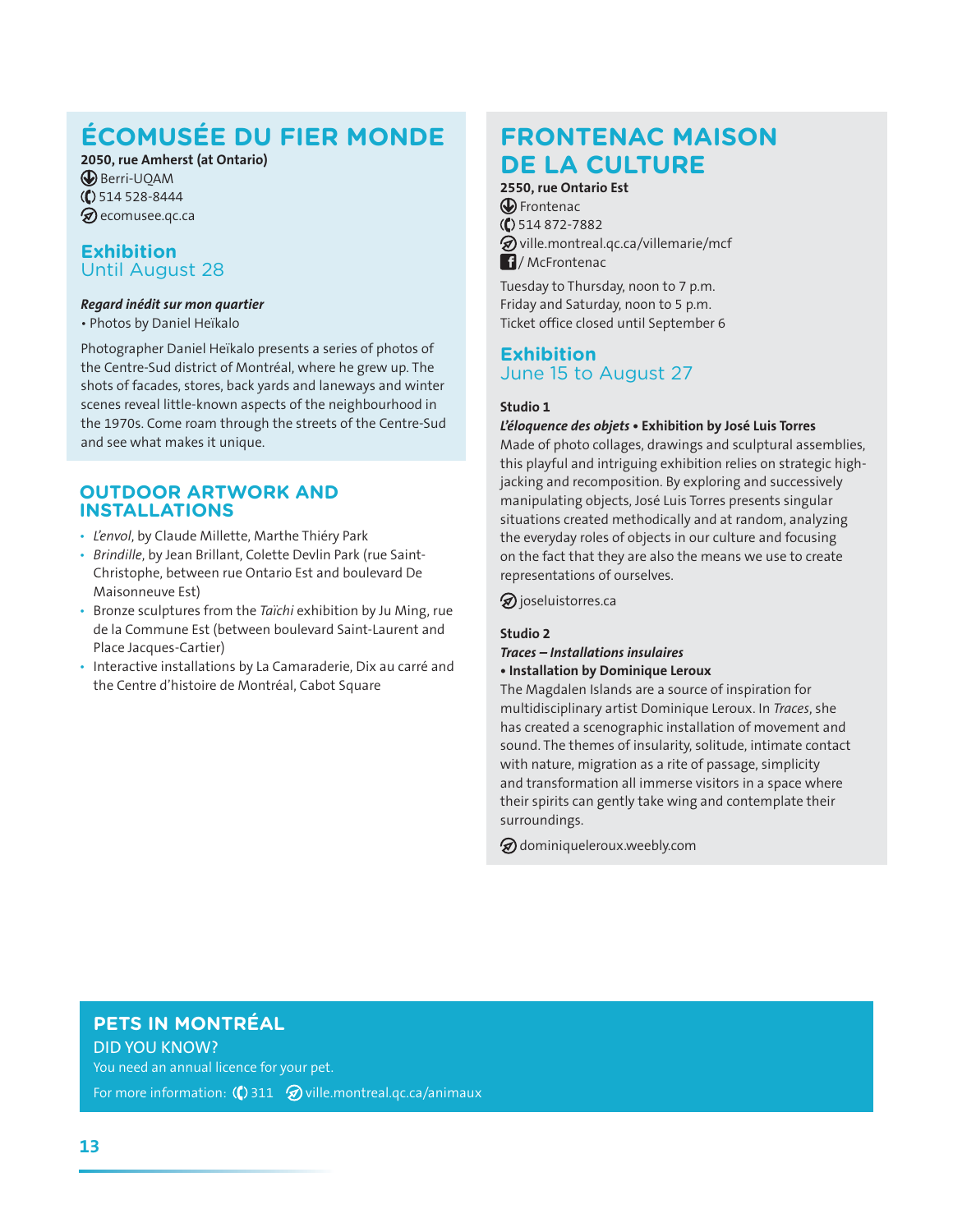## ÉCOMUSÉE DU FIER MONDE

**2050, rue Amherst (at Ontario)**
Berri-UQAM
514 528-8444
ecomusee.qc.ca

### Exhibition
Until August 28

***Regard inédit sur mon quartier***
• Photos by Daniel Heïkalo

Photographer Daniel Heïkalo presents a series of photos of the Centre-Sud district of Montréal, where he grew up. The shots of facades, stores, back yards and laneways and winter scenes reveal little-known aspects of the neighbourhood in the 1970s. Come roam through the streets of the Centre-Sud and see what makes it unique.

## OUTDOOR ARTWORK AND INSTALLATIONS

- *L'envol*, by Claude Millette, Marthe Thiéry Park
- *Brindille*, by Jean Brillant, Colette Devlin Park (rue Saint-Christophe, between rue Ontario Est and boulevard De Maisonneuve Est)
- Bronze sculptures from the *Taïchi* exhibition by Ju Ming, rue de la Commune Est (between boulevard Saint-Laurent and Place Jacques-Cartier)
- Interactive installations by La Camaraderie, Dix au carré and the Centre d'histoire de Montréal, Cabot Square

## FRONTENAC MAISON DE LA CULTURE

**2550, rue Ontario Est**
Frontenac
514 872-7882
ville.montreal.qc.ca/villemarie/mcf
/ McFrontenac

Tuesday to Thursday, noon to 7 p.m.
Friday and Saturday, noon to 5 p.m.
Ticket office closed until September 6

### Exhibition
June 15 to August 27

**Studio 1**
***L'éloquence des objets*** **• Exhibition by José Luis Torres**
Made of photo collages, drawings and sculptural assemblies, this playful and intriguing exhibition relies on strategic high-jacking and recomposition. By exploring and successively manipulating objects, José Luis Torres presents singular situations created methodically and at random, analyzing the everyday roles of objects in our culture and focusing on the fact that they are also the means we use to create representations of ourselves.

joseluistorres.ca

**Studio 2**
***Traces – Installations insulaires***
**• Installation by Dominique Leroux**
The Magdalen Islands are a source of inspiration for multidisciplinary artist Dominique Leroux. In *Traces*, she has created a scenographic installation of movement and sound. The themes of insularity, solitude, intimate contact with nature, migration as a rite of passage, simplicity and transformation all immerse visitors in a space where their spirits can gently take wing and contemplate their surroundings.

dominiqueleroux.weebly.com

## PETS IN MONTRÉAL

DID YOU KNOW?
You need an annual licence for your pet.
For more information: 311 ville.montreal.qc.ca/animaux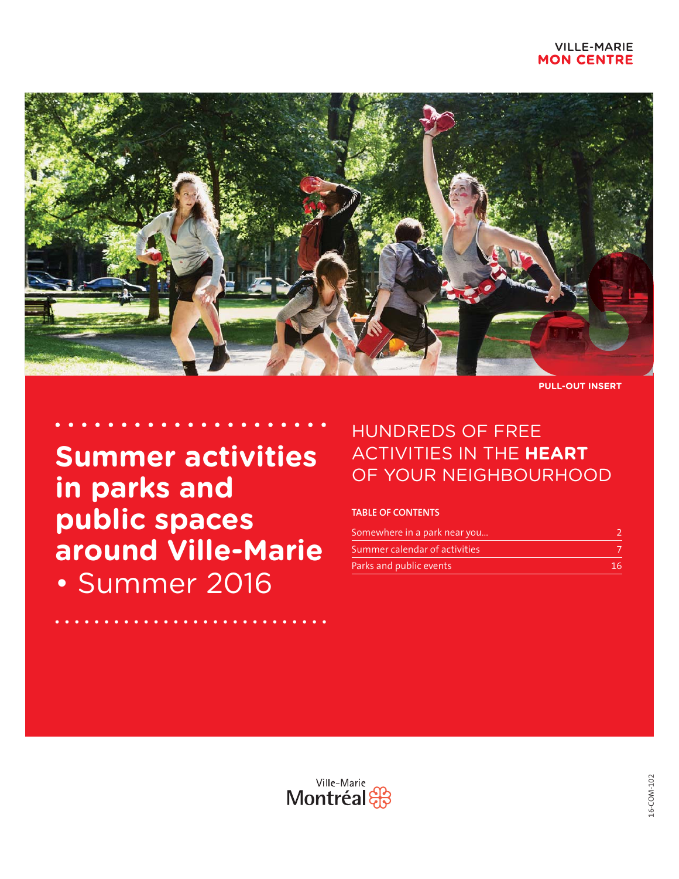VILLE-MARIE
**MON CENTRE**

PULL-OUT INSERT

# Summer activities in parks and public spaces around Ville-Marie • Summer 2016

## HUNDREDS OF FREE ACTIVITIES IN THE **HEART** OF YOUR NEIGHBOURHOOD

**TABLE OF CONTENTS**

| | |
|---|---|
| Somewhere in a park near you... | 2 |
| Summer calendar of activities | 7 |
| Parks and public events | 16 |

Ville-Marie
Montréal

16-COM-102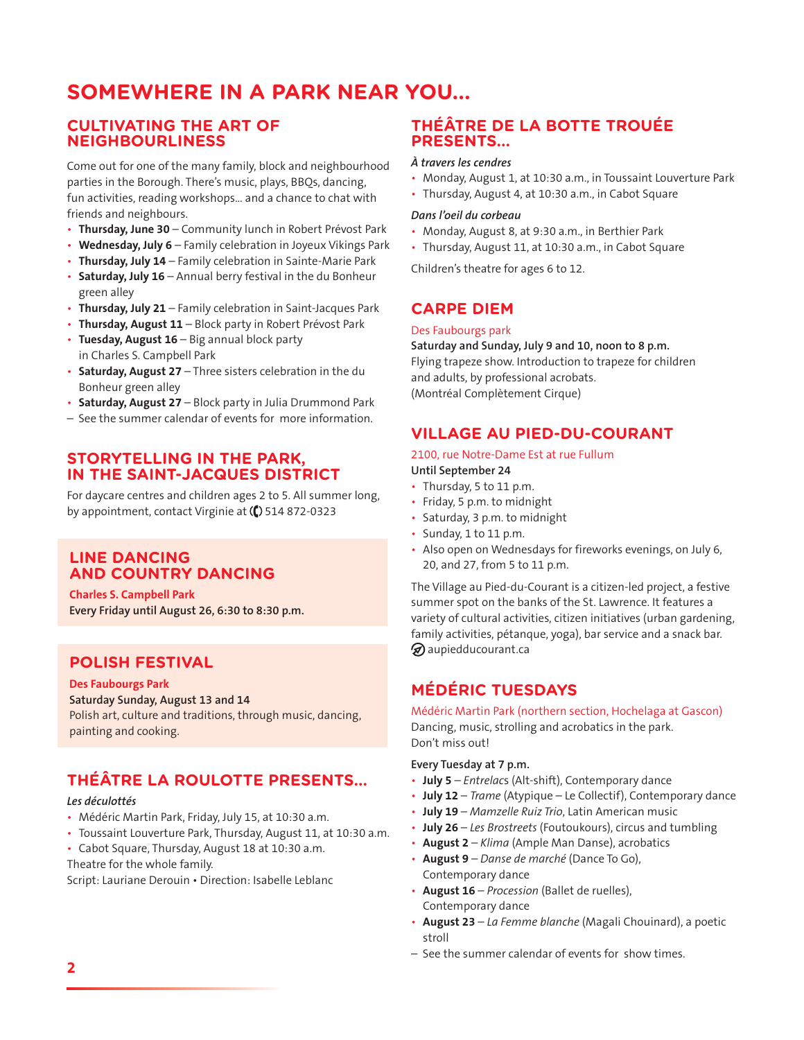# SOMEWHERE IN A PARK NEAR YOU...

## CULTIVATING THE ART OF NEIGHBOURLINESS

Come out for one of the many family, block and neighbourhood parties in the Borough. There's music, plays, BBQs, dancing, fun activities, reading workshops... and a chance to chat with friends and neighbours.

- **Thursday, June 30** – Community lunch in Robert Prévost Park
- **Wednesday, July 6** – Family celebration in Joyeux Vikings Park
- **Thursday, July 14** – Family celebration in Sainte-Marie Park
- **Saturday, July 16** – Annual berry festival in the du Bonheur green alley
- **Thursday, July 21** – Family celebration in Saint-Jacques Park
- **Thursday, August 11** – Block party in Robert Prévost Park
- **Tuesday, August 16** – Big annual block party in Charles S. Campbell Park
- **Saturday, August 27** – Three sisters celebration in the du Bonheur green alley
- **Saturday, August 27** – Block party in Julia Drummond Park

– See the summer calendar of events for more information.

## STORYTELLING IN THE PARK, IN THE SAINT-JACQUES DISTRICT

For daycare centres and children ages 2 to 5. All summer long, by appointment, contact Virginie at 514 872-0323

## LINE DANCING AND COUNTRY DANCING

**Charles S. Campbell Park**

**Every Friday until August 26, 6:30 to 8:30 p.m.**

## POLISH FESTIVAL

**Des Faubourgs Park**

**Saturday Sunday, August 13 and 14**

Polish art, culture and traditions, through music, dancing, painting and cooking.

## THÉÂTRE LA ROULOTTE PRESENTS...

***Les déculottés***

- Médéric Martin Park, Friday, July 15, at 10:30 a.m.
- Toussaint Louverture Park, Thursday, August 11, at 10:30 a.m.
- Cabot Square, Thursday, August 18 at 10:30 a.m.

Theatre for the whole family.

Script: Lauriane Derouin • Direction: Isabelle Leblanc

## THÉÂTRE DE LA BOTTE TROUÉE PRESENTS...

***À travers les cendres***

- Monday, August 1, at 10:30 a.m., in Toussaint Louverture Park
- Thursday, August 4, at 10:30 a.m., in Cabot Square

***Dans l'oeil du corbeau***

- Monday, August 8, at 9:30 a.m., in Berthier Park
- Thursday, August 11, at 10:30 a.m., in Cabot Square

Children's theatre for ages 6 to 12.

## CARPE DIEM

Des Faubourgs park

**Saturday and Sunday, July 9 and 10, noon to 8 p.m.**

Flying trapeze show. Introduction to trapeze for children and adults, by professional acrobats.
(Montréal Complètement Cirque)

## VILLAGE AU PIED-DU-COURANT

2100, rue Notre-Dame Est at rue Fullum

**Until September 24**

- Thursday, 5 to 11 p.m.
- Friday, 5 p.m. to midnight
- Saturday, 3 p.m. to midnight
- Sunday, 1 to 11 p.m.
- Also open on Wednesdays for fireworks evenings, on July 6, 20, and 27, from 5 to 11 p.m.

The Village au Pied-du-Courant is a citizen-led project, a festive summer spot on the banks of the St. Lawrence. It features a variety of cultural activities, citizen initiatives (urban gardening, family activities, pétanque, yoga), bar service and a snack bar.
aupiedducourant.ca

## MÉDÉRIC TUESDAYS

Médéric Martin Park (northern section, Hochelaga at Gascon)

Dancing, music, strolling and acrobatics in the park.
Don't miss out!

**Every Tuesday at 7 p.m.**

- **July 5** – *Entrelacs* (Alt-shift), Contemporary dance
- **July 12** – *Trame* (Atypique – Le Collectif), Contemporary dance
- **July 19** – *Mamzelle Ruiz Trio*, Latin American music
- **July 26** – *Les Brostreets* (Foutoukours), circus and tumbling
- **August 2** – *Klima* (Ample Man Danse), acrobatics
- **August 9** – *Danse de marché* (Dance To Go), Contemporary dance
- **August 16** – *Procession* (Ballet de ruelles), Contemporary dance
- **August 23** – *La Femme blanche* (Magali Chouinard), a poetic stroll

– See the summer calendar of events for show times.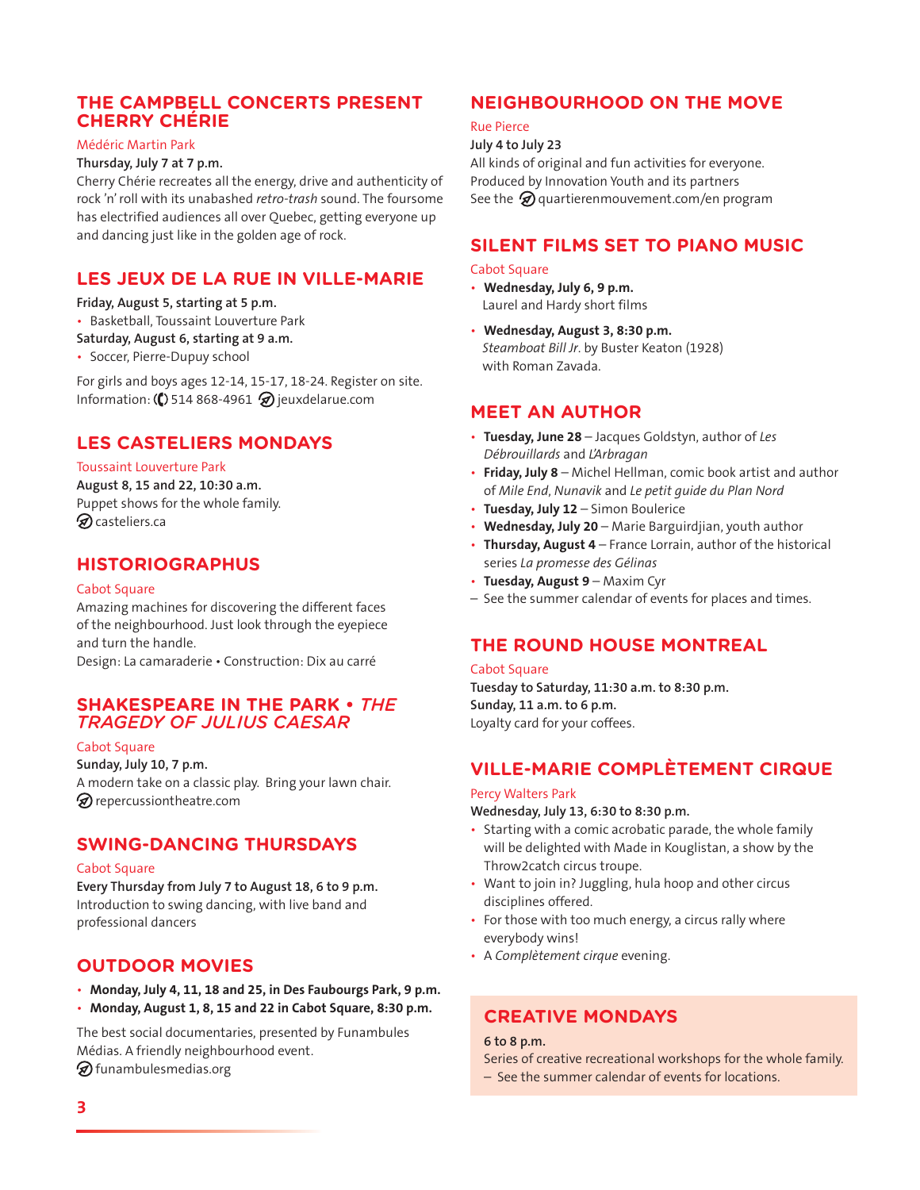## THE CAMPBELL CONCERTS PRESENT CHERRY CHÉRIE

Médéric Martin Park

**Thursday, July 7 at 7 p.m.**

Cherry Chérie recreates all the energy, drive and authenticity of rock 'n' roll with its unabashed *retro-trash* sound. The foursome has electrified audiences all over Quebec, getting everyone up and dancing just like in the golden age of rock.

## LES JEUX DE LA RUE IN VILLE-MARIE

**Friday, August 5, starting at 5 p.m.**

- Basketball, Toussaint Louverture Park

**Saturday, August 6, starting at 9 a.m.**

- Soccer, Pierre-Dupuy school

For girls and boys ages 12-14, 15-17, 18-24. Register on site.
Information: 514 868-4961 jeuxdelarue.com

## LES CASTELIERS MONDAYS

Toussaint Louverture Park

**August 8, 15 and 22, 10:30 a.m.**

Puppet shows for the whole family.
casteliers.ca

## HISTORIOGRAPHUS

Cabot Square

Amazing machines for discovering the different faces of the neighbourhood. Just look through the eyepiece and turn the handle.
Design: La camaraderie • Construction: Dix au carré

## SHAKESPEARE IN THE PARK • *THE TRAGEDY OF JULIUS CAESAR*

Cabot Square

**Sunday, July 10, 7 p.m.**

A modern take on a classic play. Bring your lawn chair.
repercussiontheatre.com

## SWING-DANCING THURSDAYS

Cabot Square

**Every Thursday from July 7 to August 18, 6 to 9 p.m.**

Introduction to swing dancing, with live band and professional dancers

## OUTDOOR MOVIES

- **Monday, July 4, 11, 18 and 25, in Des Faubourgs Park, 9 p.m.**
- **Monday, August 1, 8, 15 and 22 in Cabot Square, 8:30 p.m.**

The best social documentaries, presented by Funambules Médias. A friendly neighbourhood event.
funambulesmedias.org

## NEIGHBOURHOOD ON THE MOVE

Rue Pierce

**July 4 to July 23**

All kinds of original and fun activities for everyone.
Produced by Innovation Youth and its partners
See the quartierenmouvement.com/en program

## SILENT FILMS SET TO PIANO MUSIC

Cabot Square

- **Wednesday, July 6, 9 p.m.**
  Laurel and Hardy short films
- **Wednesday, August 3, 8:30 p.m.**
  *Steamboat Bill Jr.* by Buster Keaton (1928) with Roman Zavada.

## MEET AN AUTHOR

- **Tuesday, June 28** – Jacques Goldstyn, author of *Les Débrouillards* and *L'Arbragan*
- **Friday, July 8** – Michel Hellman, comic book artist and author of *Mile End*, *Nunavik* and *Le petit guide du Plan Nord*
- **Tuesday, July 12** – Simon Boulerice
- **Wednesday, July 20** – Marie Barguirdjian, youth author
- **Thursday, August 4** – France Lorrain, author of the historical series *La promesse des Gélinas*
- **Tuesday, August 9** – Maxim Cyr

– See the summer calendar of events for places and times.

## THE ROUND HOUSE MONTREAL

Cabot Square

**Tuesday to Saturday, 11:30 a.m. to 8:30 p.m.**
**Sunday, 11 a.m. to 6 p.m.**

Loyalty card for your coffees.

## VILLE-MARIE COMPLÈTEMENT CIRQUE

Percy Walters Park

**Wednesday, July 13, 6:30 to 8:30 p.m.**

- Starting with a comic acrobatic parade, the whole family will be delighted with Made in Kouglistan, a show by the Throw2catch circus troupe.
- Want to join in? Juggling, hula hoop and other circus disciplines offered.
- For those with too much energy, a circus rally where everybody wins!
- A *Complètement cirque* evening.

## CREATIVE MONDAYS

**6 to 8 p.m.**

Series of creative recreational workshops for the whole family.
– See the summer calendar of events for locations.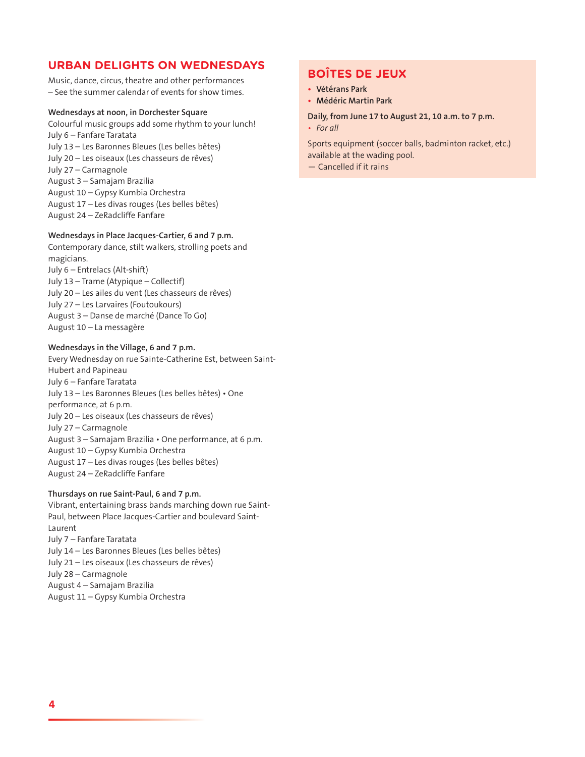## URBAN DELIGHTS ON WEDNESDAYS

Music, dance, circus, theatre and other performances – See the summer calendar of events for show times.

**Wednesdays at noon, in Dorchester Square**

Colourful music groups add some rhythm to your lunch!

July 6 – Fanfare Taratata
July 13 – Les Baronnes Bleues (Les belles bêtes)
July 20 – Les oiseaux (Les chasseurs de rêves)
July 27 – Carmagnole
August 3 – Samajam Brazilia
August 10 – Gypsy Kumbia Orchestra
August 17 – Les divas rouges (Les belles bêtes)
August 24 – ZeRadcliffe Fanfare

**Wednesdays in Place Jacques-Cartier, 6 and 7 p.m.**

Contemporary dance, stilt walkers, strolling poets and magicians.

July 6 – Entrelacs (Alt-shift)
July 13 – Trame (Atypique – Collectif)
July 20 – Les ailes du vent (Les chasseurs de rêves)
July 27 – Les Larvaires (Foutoukours)
August 3 – Danse de marché (Dance To Go)
August 10 – La messagère

**Wednesdays in the Village, 6 and 7 p.m.**

Every Wednesday on rue Sainte-Catherine Est, between Saint-Hubert and Papineau

July 6 – Fanfare Taratata
July 13 – Les Baronnes Bleues (Les belles bêtes) • One performance, at 6 p.m.
July 20 – Les oiseaux (Les chasseurs de rêves)
July 27 – Carmagnole
August 3 – Samajam Brazilia • One performance, at 6 p.m.
August 10 – Gypsy Kumbia Orchestra
August 17 – Les divas rouges (Les belles bêtes)
August 24 – ZeRadcliffe Fanfare

**Thursdays on rue Saint-Paul, 6 and 7 p.m.**

Vibrant, entertaining brass bands marching down rue Saint-Paul, between Place Jacques-Cartier and boulevard Saint-Laurent

July 7 – Fanfare Taratata
July 14 – Les Baronnes Bleues (Les belles bêtes)
July 21 – Les oiseaux (Les chasseurs de rêves)
July 28 – Carmagnole
August 4 – Samajam Brazilia
August 11 – Gypsy Kumbia Orchestra

## BOÎTES DE JEUX

- **Vétérans Park**
- **Médéric Martin Park**

**Daily, from June 17 to August 21, 10 a.m. to 7 p.m.**

- *For all*

Sports equipment (soccer balls, badminton racket, etc.) available at the wading pool.
— Cancelled if it rains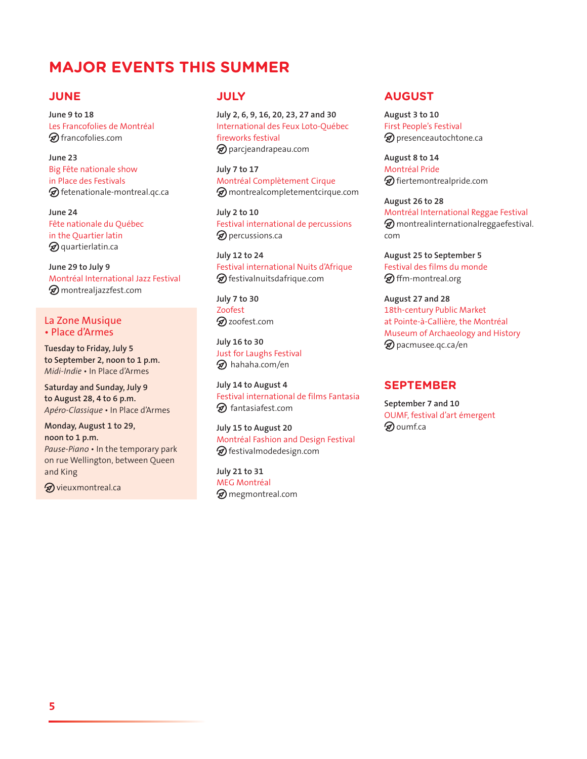# MAJOR EVENTS THIS SUMMER

## JUNE

**June 9 to 18**
Les Francofolies de Montréal
francofolies.com

**June 23**
Big Fête nationale show in Place des Festivals
fetenationale-montreal.qc.ca

**June 24**
Fête nationale du Québec in the Quartier latin
quartierlatin.ca

**June 29 to July 9**
Montréal International Jazz Festival
montrealjazzfest.com

### La Zone Musique • Place d'Armes

**Tuesday to Friday, July 5 to September 2, noon to 1 p.m.**
*Midi-Indie* • In Place d'Armes

**Saturday and Sunday, July 9 to August 28, 4 to 6 p.m.**
*Apéro-Classique* • In Place d'Armes

**Monday, August 1 to 29, noon to 1 p.m.**
*Pause-Piano* • In the temporary park on rue Wellington, between Queen and King

vieuxmontreal.ca

## JULY

**July 2, 6, 9, 16, 20, 23, 27 and 30**
International des Feux Loto-Québec fireworks festival
parcjeandrapeau.com

**July 7 to 17**
Montréal Complètement Cirque
montrealcompletementcirque.com

**July 2 to 10**
Festival international de percussions
percussions.ca

**July 12 to 24**
Festival international Nuits d'Afrique
festivalnuitsdafrique.com

**July 7 to 30**
Zoofest
zoofest.com

**July 16 to 30**
Just for Laughs Festival
hahaha.com/en

**July 14 to August 4**
Festival international de films Fantasia
fantasiafest.com

**July 15 to August 20**
Montréal Fashion and Design Festival
festivalmodedesign.com

**July 21 to 31**
MEG Montréal
megmontreal.com

## AUGUST

**August 3 to 10**
First People's Festival
presenceautochtone.ca

**August 8 to 14**
Montréal Pride
fiertemontrealpride.com

**August 26 to 28**
Montréal International Reggae Festival
montrealinternationalreggaefestival.com

**August 25 to September 5**
Festival des films du monde
ffm-montreal.org

**August 27 and 28**
18th-century Public Market at Pointe-à-Callière, the Montréal Museum of Archaeology and History
pacmusee.qc.ca/en

## SEPTEMBER

**September 7 and 10**
OUMF, festival d'art émergent
oumf.ca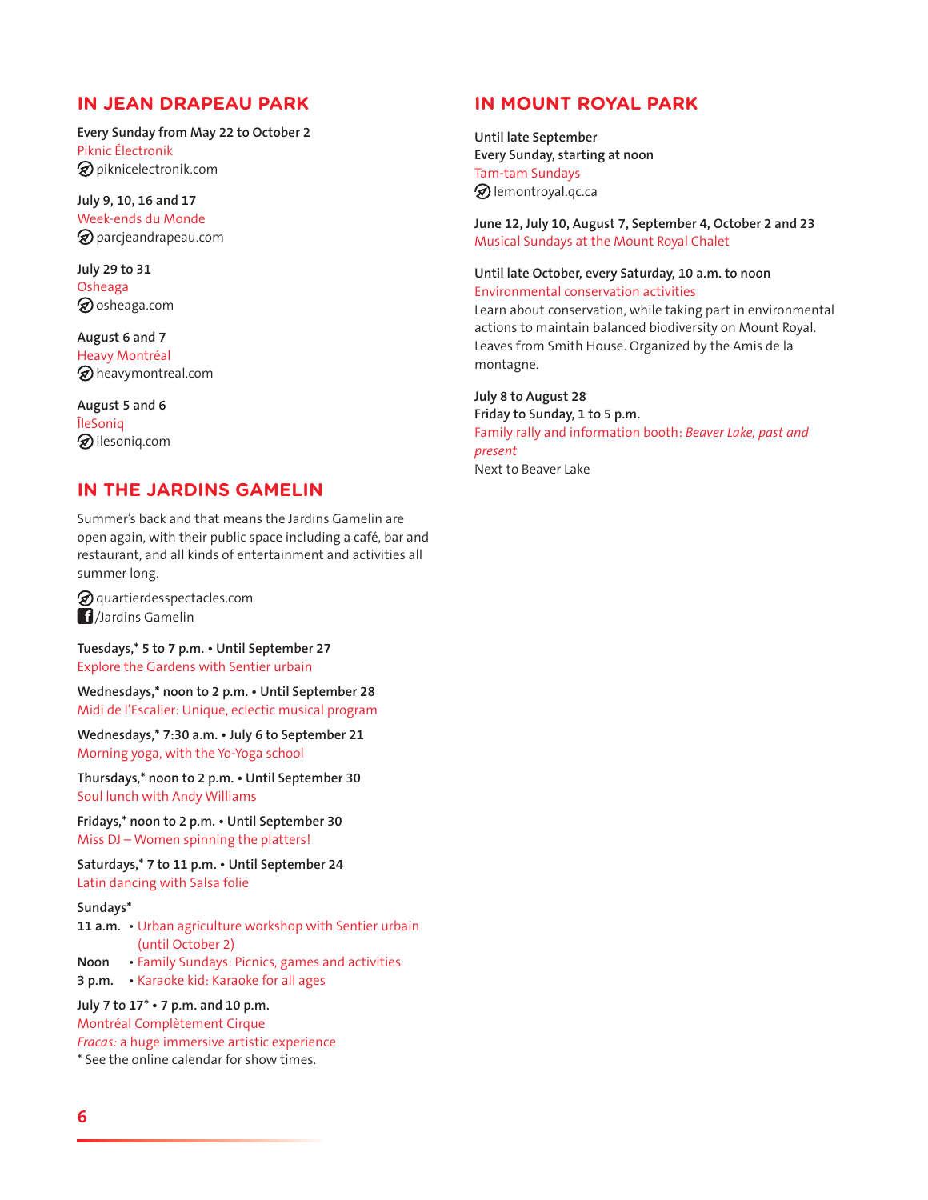## IN JEAN DRAPEAU PARK

**Every Sunday from May 22 to October 2**
Piknic Électronik
piknicelectronik.com

**July 9, 10, 16 and 17**
Week-ends du Monde
parcjeandrapeau.com

**July 29 to 31**
Osheaga
osheaga.com

**August 6 and 7**
Heavy Montréal
heavymontreal.com

**August 5 and 6**
ÎleSoniq
ilesoniq.com

## IN THE JARDINS GAMELIN

Summer's back and that means the Jardins Gamelin are open again, with their public space including a café, bar and restaurant, and all kinds of entertainment and activities all summer long.

quartierdesspectacles.com
/Jardins Gamelin

**Tuesdays,* 5 to 7 p.m. • Until September 27**
Explore the Gardens with Sentier urbain

**Wednesdays,* noon to 2 p.m. • Until September 28**
Midi de l'Escalier: Unique, eclectic musical program

**Wednesdays,* 7:30 a.m. • July 6 to September 21**
Morning yoga, with the Yo-Yoga school

**Thursdays,* noon to 2 p.m. • Until September 30**
Soul lunch with Andy Williams

**Fridays,* noon to 2 p.m. • Until September 30**
Miss DJ – Women spinning the platters!

**Saturdays,* 7 to 11 p.m. • Until September 24**
Latin dancing with Salsa folie

**Sundays***
**11 a.m.** • Urban agriculture workshop with Sentier urbain (until October 2)
**Noon** • Family Sundays: Picnics, games and activities
**3 p.m.** • Karaoke kid: Karaoke for all ages

**July 7 to 17* • 7 p.m. and 10 p.m.**
Montréal Complètement Cirque
*Fracas:* a huge immersive artistic experience
* See the online calendar for show times.

## IN MOUNT ROYAL PARK

**Until late September**
**Every Sunday, starting at noon**
Tam-tam Sundays
lemontroyal.qc.ca

**June 12, July 10, August 7, September 4, October 2 and 23**
Musical Sundays at the Mount Royal Chalet

**Until late October, every Saturday, 10 a.m. to noon**
Environmental conservation activities
Learn about conservation, while taking part in environmental actions to maintain balanced biodiversity on Mount Royal. Leaves from Smith House. Organized by the Amis de la montagne.

**July 8 to August 28**
**Friday to Sunday, 1 to 5 p.m.**
Family rally and information booth: *Beaver Lake, past and present*
Next to Beaver Lake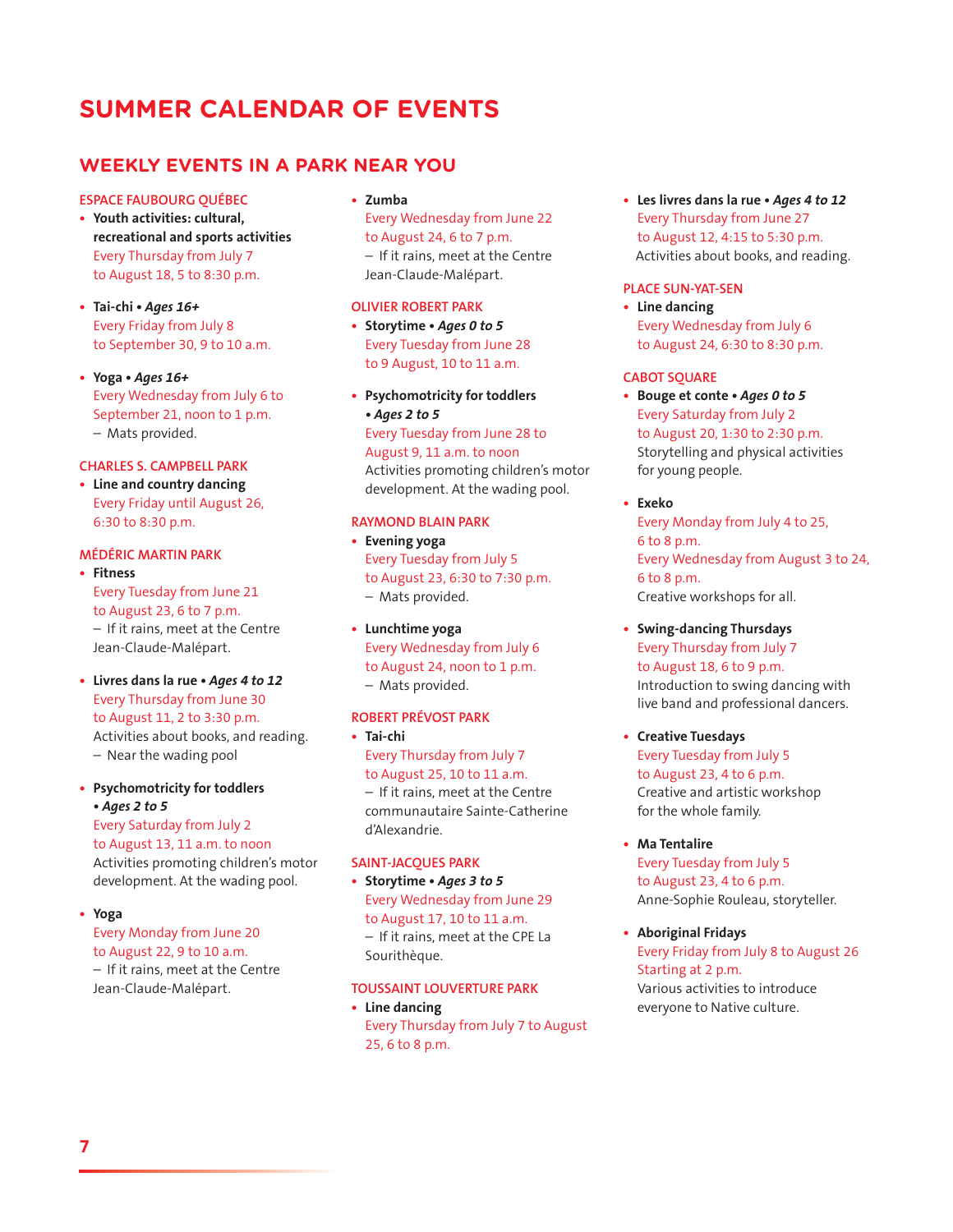# SUMMER CALENDAR OF EVENTS

## WEEKLY EVENTS IN A PARK NEAR YOU

### ESPACE FAUBOURG QUÉBEC

- **Youth activities: cultural, recreational and sports activities**
  Every Thursday from July 7 to August 18, 5 to 8:30 p.m.

- **Tai-chi • *Ages 16+***
  Every Friday from July 8 to September 30, 9 to 10 a.m.

- **Yoga • *Ages 16+***
  Every Wednesday from July 6 to September 21, noon to 1 p.m.
  – Mats provided.

### CHARLES S. CAMPBELL PARK

- **Line and country dancing**
  Every Friday until August 26, 6:30 to 8:30 p.m.

### MÉDÉRIC MARTIN PARK

- **Fitness**
  Every Tuesday from June 21 to August 23, 6 to 7 p.m.
  – If it rains, meet at the Centre Jean-Claude-Malépart.

- **Livres dans la rue • *Ages 4 to 12***
  Every Thursday from June 30 to August 11, 2 to 3:30 p.m.
  Activities about books, and reading.
  – Near the wading pool

- **Psychomotricity for toddlers • *Ages 2 to 5***
  Every Saturday from July 2 to August 13, 11 a.m. to noon
  Activities promoting children's motor development. At the wading pool.

- **Yoga**
  Every Monday from June 20 to August 22, 9 to 10 a.m.
  – If it rains, meet at the Centre Jean-Claude-Malépart.

- **Zumba**
  Every Wednesday from June 22 to August 24, 6 to 7 p.m.
  – If it rains, meet at the Centre Jean-Claude-Malépart.

### OLIVIER ROBERT PARK

- **Storytime • *Ages 0 to 5***
  Every Tuesday from June 28 to 9 August, 10 to 11 a.m.

- **Psychomotricity for toddlers • *Ages 2 to 5***
  Every Tuesday from June 28 to August 9, 11 a.m. to noon
  Activities promoting children's motor development. At the wading pool.

### RAYMOND BLAIN PARK

- **Evening yoga**
  Every Tuesday from July 5 to August 23, 6:30 to 7:30 p.m.
  – Mats provided.

- **Lunchtime yoga**
  Every Wednesday from July 6 to August 24, noon to 1 p.m.
  – Mats provided.

### ROBERT PRÉVOST PARK

- **Tai-chi**
  Every Thursday from July 7 to August 25, 10 to 11 a.m.
  – If it rains, meet at the Centre communautaire Sainte-Catherine d'Alexandrie.

### SAINT-JACQUES PARK

- **Storytime • *Ages 3 to 5***
  Every Wednesday from June 29 to August 17, 10 to 11 a.m.
  – If it rains, meet at the CPE La Sourithèque.

### TOUSSAINT LOUVERTURE PARK

- **Line dancing**
  Every Thursday from July 7 to August 25, 6 to 8 p.m.

- **Les livres dans la rue • *Ages 4 to 12***
  Every Thursday from June 27 to August 12, 4:15 to 5:30 p.m.
  Activities about books, and reading.

### PLACE SUN-YAT-SEN

- **Line dancing**
  Every Wednesday from July 6 to August 24, 6:30 to 8:30 p.m.

### CABOT SQUARE

- **Bouge et conte • *Ages 0 to 5***
  Every Saturday from July 2 to August 20, 1:30 to 2:30 p.m.
  Storytelling and physical activities for young people.

- **Exeko**
  Every Monday from July 4 to 25, 6 to 8 p.m.
  Every Wednesday from August 3 to 24, 6 to 8 p.m.
  Creative workshops for all.

- **Swing-dancing Thursdays**
  Every Thursday from July 7 to August 18, 6 to 9 p.m.
  Introduction to swing dancing with live band and professional dancers.

- **Creative Tuesdays**
  Every Tuesday from July 5 to August 23, 4 to 6 p.m.
  Creative and artistic workshop for the whole family.

- **Ma Tentalire**
  Every Tuesday from July 5 to August 23, 4 to 6 p.m.
  Anne-Sophie Rouleau, storyteller.

- **Aboriginal Fridays**
  Every Friday from July 8 to August 26
  Starting at 2 p.m.
  Various activities to introduce everyone to Native culture.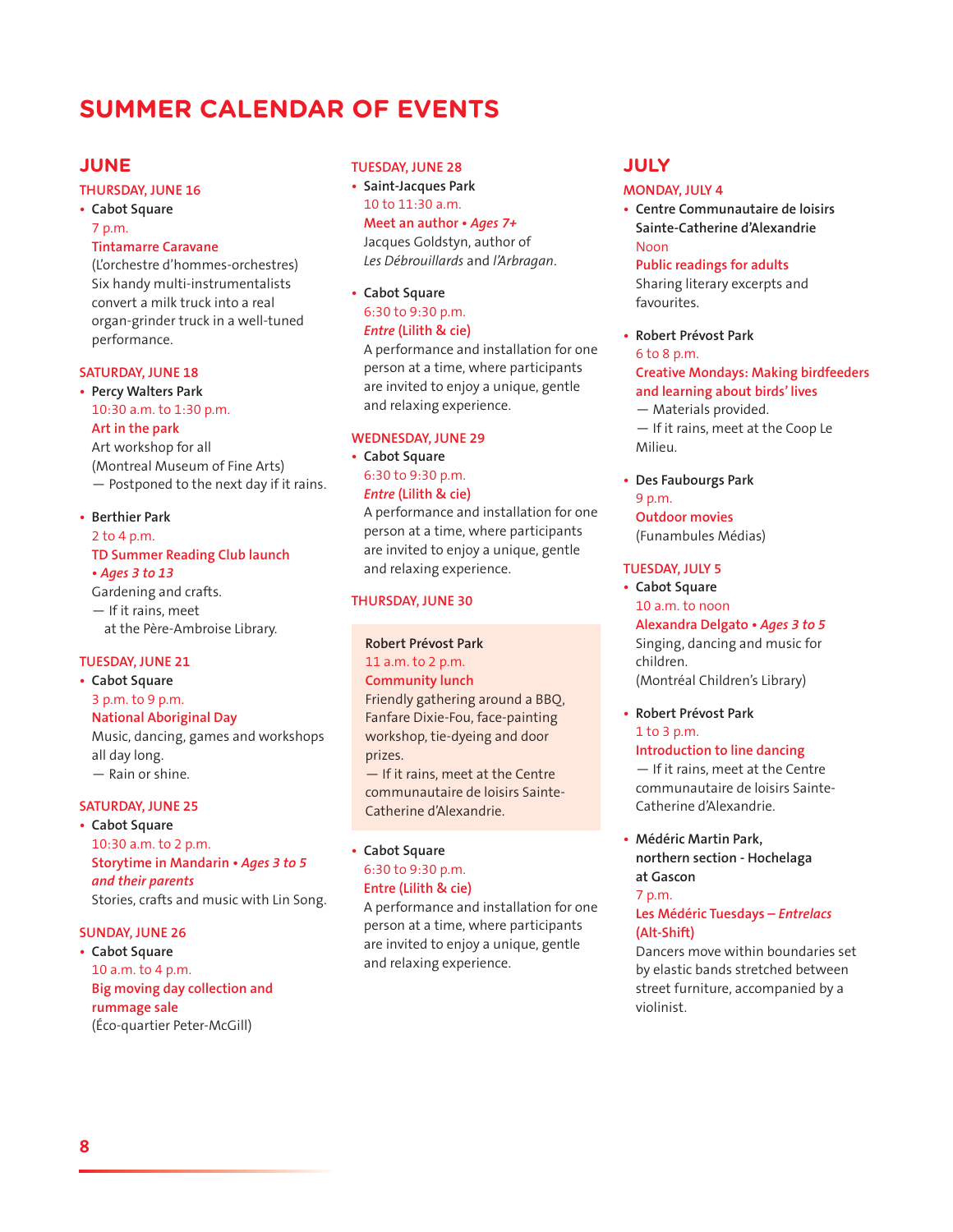# SUMMER CALENDAR OF EVENTS

## JUNE

### THURSDAY, JUNE 16

- **Cabot Square**
  7 p.m.
  Tintamarre Caravane
  (L'orchestre d'hommes-orchestres)
  Six handy multi-instrumentalists convert a milk truck into a real organ-grinder truck in a well-tuned performance.

### SATURDAY, JUNE 18

- **Percy Walters Park**
  10:30 a.m. to 1:30 p.m.
  Art in the park
  Art workshop for all
  (Montreal Museum of Fine Arts)
  — Postponed to the next day if it rains.

- **Berthier Park**
  2 to 4 p.m.
  TD Summer Reading Club launch *• Ages 3 to 13*
  Gardening and crafts.
  — If it rains, meet at the Père-Ambroise Library.

### TUESDAY, JUNE 21

- **Cabot Square**
  3 p.m. to 9 p.m.
  National Aboriginal Day
  Music, dancing, games and workshops all day long.
  — Rain or shine.

### SATURDAY, JUNE 25

- **Cabot Square**
  10:30 a.m. to 2 p.m.
  Storytime in Mandarin *• Ages 3 to 5 and their parents*
  Stories, crafts and music with Lin Song.

### SUNDAY, JUNE 26

- **Cabot Square**
  10 a.m. to 4 p.m.
  Big moving day collection and rummage sale
  (Éco-quartier Peter-McGill)

### TUESDAY, JUNE 28

- **Saint-Jacques Park**
  10 to 11:30 a.m.
  Meet an author *• Ages 7+*
  Jacques Goldstyn, author of *Les Débrouillards* and *l'Arbragan*.

- **Cabot Square**
  6:30 to 9:30 p.m.
  *Entre* (Lilith & cie)
  A performance and installation for one person at a time, where participants are invited to enjoy a unique, gentle and relaxing experience.

### WEDNESDAY, JUNE 29

- **Cabot Square**
  6:30 to 9:30 p.m.
  *Entre* (Lilith & cie)
  A performance and installation for one person at a time, where participants are invited to enjoy a unique, gentle and relaxing experience.

### THURSDAY, JUNE 30

**Robert Prévost Park**
11 a.m. to 2 p.m.
Community lunch
Friendly gathering around a BBQ, Fanfare Dixie-Fou, face-painting workshop, tie-dyeing and door prizes.
— If it rains, meet at the Centre communautaire de loisirs Sainte-Catherine d'Alexandrie.

- **Cabot Square**
  6:30 to 9:30 p.m.
  Entre (Lilith & cie)
  A performance and installation for one person at a time, where participants are invited to enjoy a unique, gentle and relaxing experience.

## JULY

### MONDAY, JULY 4

- **Centre Communautaire de loisirs Sainte-Catherine d'Alexandrie**
  Noon
  Public readings for adults
  Sharing literary excerpts and favourites.

- **Robert Prévost Park**
  6 to 8 p.m.
  Creative Mondays: Making birdfeeders and learning about birds' lives
  — Materials provided.
  — If it rains, meet at the Coop Le Milieu.

- **Des Faubourgs Park**
  9 p.m.
  Outdoor movies
  (Funambules Médias)

### TUESDAY, JULY 5

- **Cabot Square**
  10 a.m. to noon
  Alexandra Delgato *• Ages 3 to 5*
  Singing, dancing and music for children.
  (Montréal Children's Library)

- **Robert Prévost Park**
  1 to 3 p.m.
  Introduction to line dancing
  — If it rains, meet at the Centre communautaire de loisirs Sainte-Catherine d'Alexandrie.

- **Médéric Martin Park, northern section - Hochelaga at Gascon**
  7 p.m.
  Les Médéric Tuesdays – *Entrelacs* (Alt-Shift)
  Dancers move within boundaries set by elastic bands stretched between street furniture, accompanied by a violinist.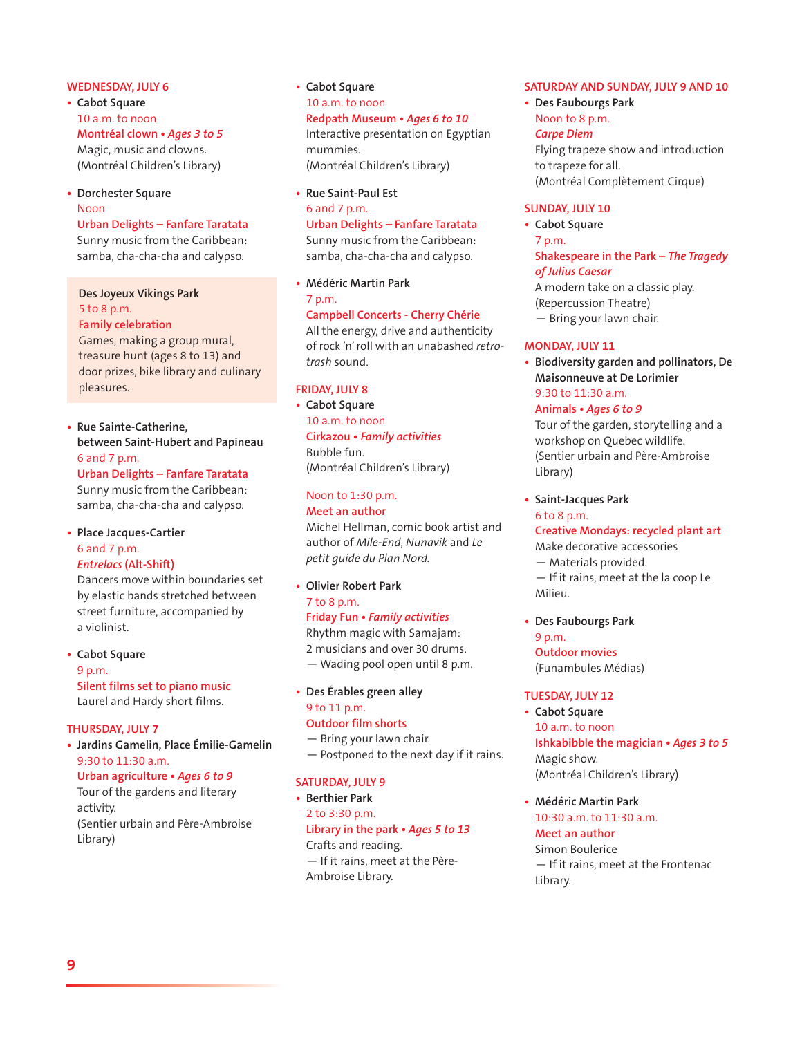## WEDNESDAY, JULY 6

- **Cabot Square**
  10 a.m. to noon
  **Montréal clown • *Ages 3 to 5***
  Magic, music and clowns.
  (Montréal Children's Library)

- **Dorchester Square**
  Noon
  **Urban Delights – Fanfare Taratata**
  Sunny music from the Caribbean: samba, cha-cha-cha and calypso.

**Des Joyeux Vikings Park**
5 to 8 p.m.
**Family celebration**
Games, making a group mural, treasure hunt (ages 8 to 13) and door prizes, bike library and culinary pleasures.

- **Rue Sainte-Catherine, between Saint-Hubert and Papineau**
  6 and 7 p.m.
  **Urban Delights – Fanfare Taratata**
  Sunny music from the Caribbean: samba, cha-cha-cha and calypso.

- **Place Jacques-Cartier**
  6 and 7 p.m.
  ***Entrelacs* (Alt-Shift)**
  Dancers move within boundaries set by elastic bands stretched between street furniture, accompanied by a violinist.

- **Cabot Square**
  9 p.m.
  **Silent films set to piano music**
  Laurel and Hardy short films.

## THURSDAY, JULY 7

- **Jardins Gamelin, Place Émilie-Gamelin**
  9:30 to 11:30 a.m.
  **Urban agriculture • *Ages 6 to 9***
  Tour of the gardens and literary activity.
  (Sentier urbain and Père-Ambroise Library)

- **Cabot Square**
  10 a.m. to noon
  **Redpath Museum • *Ages 6 to 10***
  Interactive presentation on Egyptian mummies.
  (Montréal Children's Library)

- **Rue Saint-Paul Est**
  6 and 7 p.m.
  **Urban Delights – Fanfare Taratata**
  Sunny music from the Caribbean: samba, cha-cha-cha and calypso.

- **Médéric Martin Park**
  7 p.m.
  **Campbell Concerts - Cherry Chérie**
  All the energy, drive and authenticity of rock 'n' roll with an unabashed *retro-trash* sound.

## FRIDAY, JULY 8

- **Cabot Square**
  10 a.m. to noon
  **Cirkazou • *Family activities***
  Bubble fun.
  (Montréal Children's Library)

  Noon to 1:30 p.m.
  **Meet an author**
  Michel Hellman, comic book artist and author of *Mile-End*, *Nunavik* and *Le petit guide du Plan Nord*.

- **Olivier Robert Park**
  7 to 8 p.m.
  **Friday Fun • *Family activities***
  Rhythm magic with Samajam: 2 musicians and over 30 drums.
  — Wading pool open until 8 p.m.

- **Des Érables green alley**
  9 to 11 p.m.
  **Outdoor film shorts**
  — Bring your lawn chair.
  — Postponed to the next day if it rains.

## SATURDAY, JULY 9

- **Berthier Park**
  2 to 3:30 p.m.
  **Library in the park • *Ages 5 to 13***
  Crafts and reading.
  — If it rains, meet at the Père-Ambroise Library.

## SATURDAY AND SUNDAY, JULY 9 AND 10

- **Des Faubourgs Park**
  Noon to 8 p.m.
  ***Carpe Diem***
  Flying trapeze show and introduction to trapeze for all.
  (Montréal Complètement Cirque)

## SUNDAY, JULY 10

- **Cabot Square**
  7 p.m.
  **Shakespeare in the Park – *The Tragedy of Julius Caesar***
  A modern take on a classic play.
  (Repercussion Theatre)
  — Bring your lawn chair.

## MONDAY, JULY 11

- **Biodiversity garden and pollinators, De Maisonneuve at De Lorimier**
  9:30 to 11:30 a.m.
  **Animals • *Ages 6 to 9***
  Tour of the garden, storytelling and a workshop on Quebec wildlife.
  (Sentier urbain and Père-Ambroise Library)

- **Saint-Jacques Park**
  6 to 8 p.m.
  **Creative Mondays: recycled plant art**
  Make decorative accessories
  — Materials provided.
  — If it rains, meet at the la coop Le Milieu.

- **Des Faubourgs Park**
  9 p.m.
  **Outdoor movies**
  (Funambules Médias)

## TUESDAY, JULY 12

- **Cabot Square**
  10 a.m. to noon
  **Ishkabibble the magician • *Ages 3 to 5***
  Magic show.
  (Montréal Children's Library)

- **Médéric Martin Park**
  10:30 a.m. to 11:30 a.m.
  **Meet an author**
  Simon Boulerice
  — If it rains, meet at the Frontenac Library.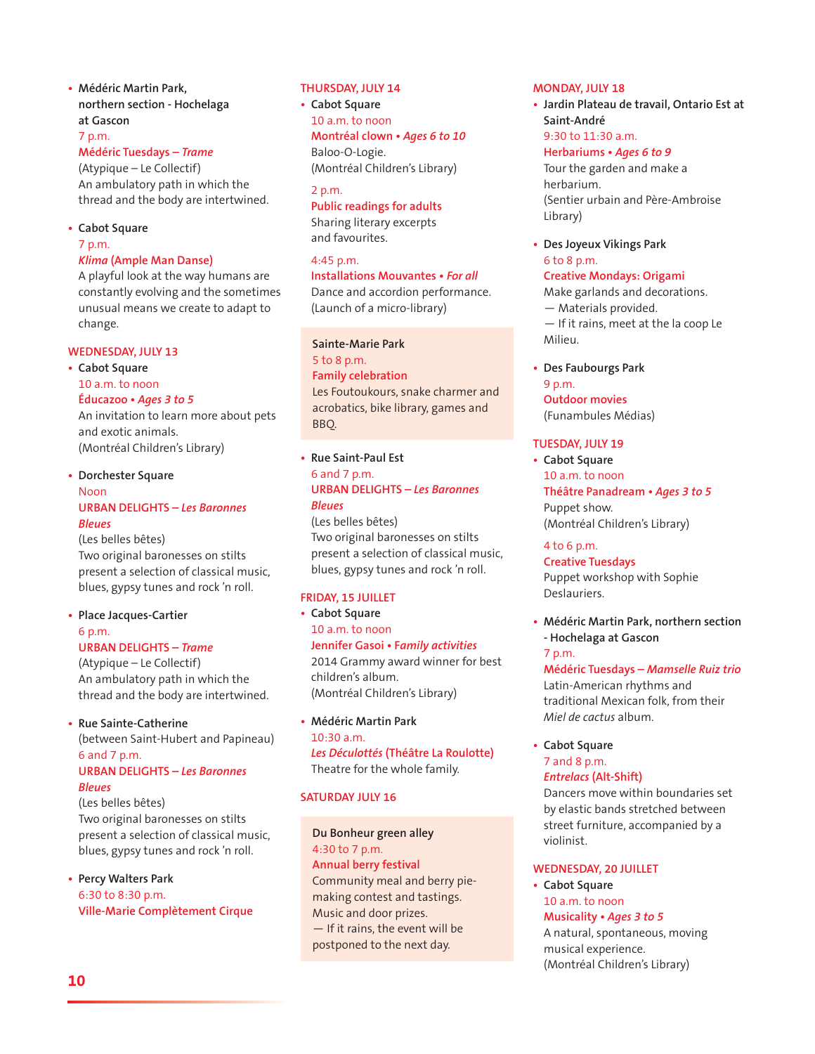- **Médéric Martin Park, northern section - Hochelaga at Gascon**
  7 p.m.
  **Médéric Tuesdays – *Trame***
  (Atypique – Le Collectif)
  An ambulatory path in which the thread and the body are intertwined.

- **Cabot Square**
  7 p.m.
  ***Klima* (Ample Man Danse)**
  A playful look at the way humans are constantly evolving and the sometimes unusual means we create to adapt to change.

## WEDNESDAY, JULY 13

- **Cabot Square**
  10 a.m. to noon
  **Éducazoo • *Ages 3 to 5***
  An invitation to learn more about pets and exotic animals.
  (Montréal Children's Library)

- **Dorchester Square**
  Noon
  **URBAN DELIGHTS – *Les Baronnes Bleues***
  (Les belles bêtes)
  Two original baronesses on stilts present a selection of classical music, blues, gypsy tunes and rock 'n roll.

- **Place Jacques-Cartier**
  6 p.m.
  **URBAN DELIGHTS – *Trame***
  (Atypique – Le Collectif)
  An ambulatory path in which the thread and the body are intertwined.

- **Rue Sainte-Catherine**
  (between Saint-Hubert and Papineau)
  6 and 7 p.m.
  **URBAN DELIGHTS – *Les Baronnes Bleues***
  (Les belles bêtes)
  Two original baronesses on stilts present a selection of classical music, blues, gypsy tunes and rock 'n roll.

- **Percy Walters Park**
  6:30 to 8:30 p.m.
  **Ville-Marie Complètement Cirque**

## THURSDAY, JULY 14

- **Cabot Square**
  10 a.m. to noon
  **Montréal clown • *Ages 6 to 10***
  Baloo-O-Logie.
  (Montréal Children's Library)

  2 p.m.
  **Public readings for adults**
  Sharing literary excerpts and favourites.

  4:45 p.m.
  **Installations Mouvantes • *For all***
  Dance and accordion performance.
  (Launch of a micro-library)

**Sainte-Marie Park**
5 to 8 p.m.
**Family celebration**
Les Foutoukours, snake charmer and acrobatics, bike library, games and BBQ.

- **Rue Saint-Paul Est**
  6 and 7 p.m.
  **URBAN DELIGHTS – *Les Baronnes Bleues***
  (Les belles bêtes)
  Two original baronesses on stilts present a selection of classical music, blues, gypsy tunes and rock 'n roll.

## FRIDAY, 15 JUILLET

- **Cabot Square**
  10 a.m. to noon
  **Jennifer Gasoi • *Family activities***
  2014 Grammy award winner for best children's album.
  (Montréal Children's Library)

- **Médéric Martin Park**
  10:30 a.m.
  ***Les Déculottés* (Théâtre La Roulotte)**
  Theatre for the whole family.

## SATURDAY JULY 16

**Du Bonheur green alley**
4:30 to 7 p.m.
**Annual berry festival**
Community meal and berry pie-making contest and tastings. Music and door prizes.
— If it rains, the event will be postponed to the next day.

## MONDAY, JULY 18

- **Jardin Plateau de travail, Ontario Est at Saint-André**
  9:30 to 11:30 a.m.
  **Herbariums • *Ages 6 to 9***
  Tour the garden and make a herbarium.
  (Sentier urbain and Père-Ambroise Library)

- **Des Joyeux Vikings Park**
  6 to 8 p.m.
  **Creative Mondays: Origami**
  Make garlands and decorations.
  — Materials provided.
  — If it rains, meet at the la coop Le Milieu.

- **Des Faubourgs Park**
  9 p.m.
  **Outdoor movies**
  (Funambules Médias)

## TUESDAY, JULY 19

- **Cabot Square**
  10 a.m. to noon
  **Théâtre Panadream • *Ages 3 to 5***
  Puppet show.
  (Montréal Children's Library)

  4 to 6 p.m.
  **Creative Tuesdays**
  Puppet workshop with Sophie Deslauriers.

- **Médéric Martin Park, northern section - Hochelaga at Gascon**
  7 p.m.
  **Médéric Tuesdays – *Mamselle Ruiz trio***
  Latin-American rhythms and traditional Mexican folk, from their *Miel de cactus* album.

- **Cabot Square**
  7 and 8 p.m.
  ***Entrelacs* (Alt-Shift)**
  Dancers move within boundaries set by elastic bands stretched between street furniture, accompanied by a violinist.

## WEDNESDAY, 20 JUILLET

- **Cabot Square**
  10 a.m. to noon
  **Musicality • *Ages 3 to 5***
  A natural, spontaneous, moving musical experience.
  (Montréal Children's Library)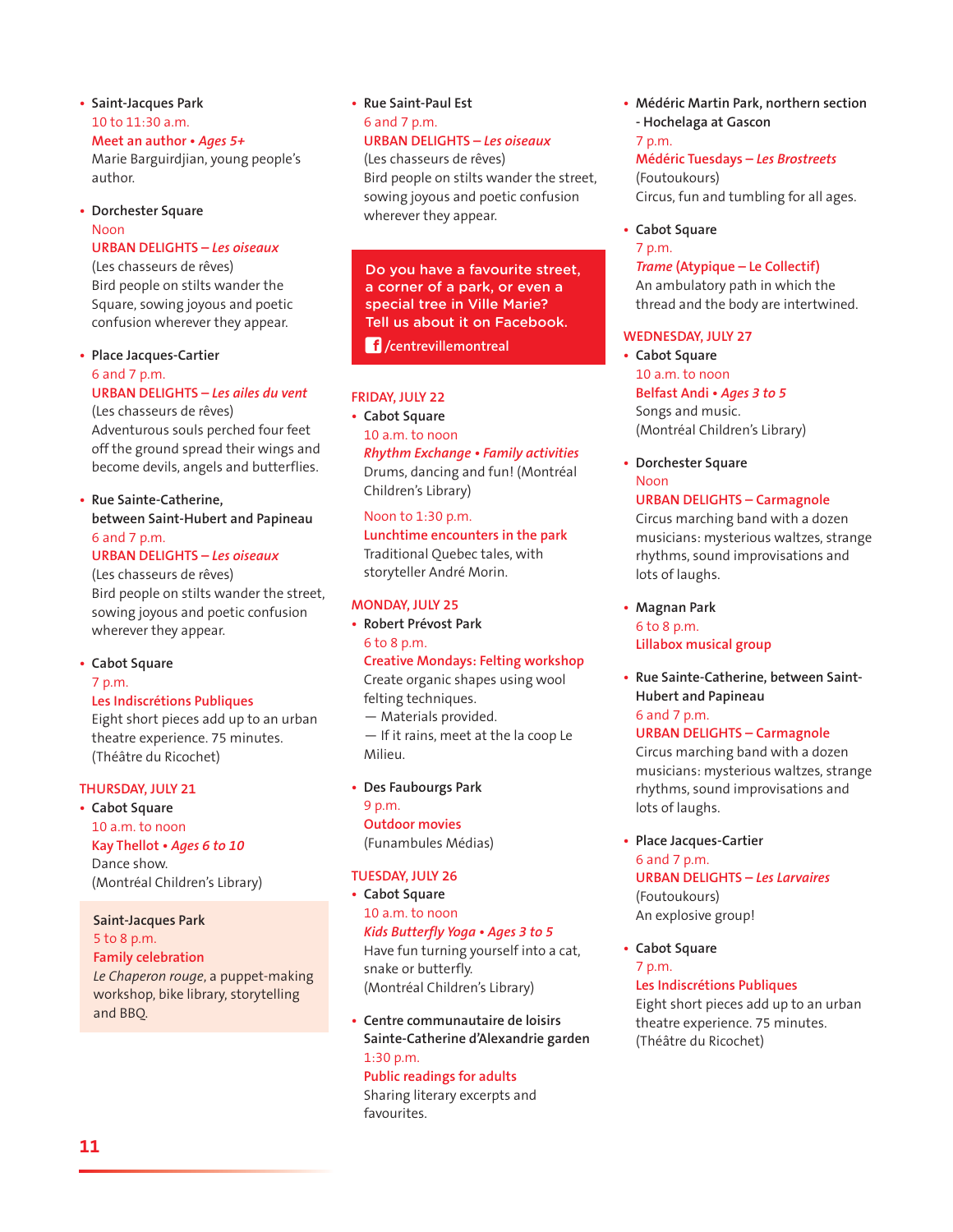- **Saint-Jacques Park**
  10 to 11:30 a.m.
  Meet an author • *Ages 5+*
  Marie Barguirdjian, young people's author.

- **Dorchester Square**
  Noon
  URBAN DELIGHTS – *Les oiseaux*
  (Les chasseurs de rêves)
  Bird people on stilts wander the Square, sowing joyous and poetic confusion wherever they appear.

- **Place Jacques-Cartier**
  6 and 7 p.m.
  URBAN DELIGHTS – *Les ailes du vent*
  (Les chasseurs de rêves)
  Adventurous souls perched four feet off the ground spread their wings and become devils, angels and butterflies.

- **Rue Sainte-Catherine, between Saint-Hubert and Papineau**
  6 and 7 p.m.
  URBAN DELIGHTS – *Les oiseaux*
  (Les chasseurs de rêves)
  Bird people on stilts wander the street, sowing joyous and poetic confusion wherever they appear.

- **Cabot Square**
  7 p.m.
  Les Indiscrétions Publiques
  Eight short pieces add up to an urban theatre experience. 75 minutes. (Théâtre du Ricochet)

## THURSDAY, JULY 21

- **Cabot Square**
  10 a.m. to noon
  Kay Thellot • *Ages 6 to 10*
  Dance show.
  (Montréal Children's Library)

**Saint-Jacques Park**
5 to 8 p.m.
Family celebration
*Le Chaperon rouge*, a puppet-making workshop, bike library, storytelling and BBQ.

- **Rue Saint-Paul Est**
  6 and 7 p.m.
  URBAN DELIGHTS – *Les oiseaux*
  (Les chasseurs de rêves)
  Bird people on stilts wander the street, sowing joyous and poetic confusion wherever they appear.

Do you have a favourite street, a corner of a park, or even a special tree in Ville Marie? Tell us about it on Facebook.
/centrevillemontreal

## FRIDAY, JULY 22

- **Cabot Square**
  10 a.m. to noon
  *Rhythm Exchange • Family activities*
  Drums, dancing and fun! (Montréal Children's Library)

  Noon to 1:30 p.m.
  Lunchtime encounters in the park
  Traditional Quebec tales, with storyteller André Morin.

## MONDAY, JULY 25

- **Robert Prévost Park**
  6 to 8 p.m.
  Creative Mondays: Felting workshop
  Create organic shapes using wool felting techniques.
  — Materials provided.
  — If it rains, meet at the la coop Le Milieu.

- **Des Faubourgs Park**
  9 p.m.
  Outdoor movies
  (Funambules Médias)

## TUESDAY, JULY 26

- **Cabot Square**
  10 a.m. to noon
  *Kids Butterfly Yoga • Ages 3 to 5*
  Have fun turning yourself into a cat, snake or butterfly.
  (Montréal Children's Library)

- **Centre communautaire de loisirs Sainte-Catherine d'Alexandrie garden**
  1:30 p.m.
  Public readings for adults
  Sharing literary excerpts and favourites.

- **Médéric Martin Park, northern section - Hochelaga at Gascon**
  7 p.m.
  Médéric Tuesdays – *Les Brostreets*
  (Foutoukours)
  Circus, fun and tumbling for all ages.

- **Cabot Square**
  7 p.m.
  *Trame* (Atypique – Le Collectif)
  An ambulatory path in which the thread and the body are intertwined.

## WEDNESDAY, JULY 27

- **Cabot Square**
  10 a.m. to noon
  Belfast Andi • *Ages 3 to 5*
  Songs and music.
  (Montréal Children's Library)

- **Dorchester Square**
  Noon
  URBAN DELIGHTS – Carmagnole
  Circus marching band with a dozen musicians: mysterious waltzes, strange rhythms, sound improvisations and lots of laughs.

- **Magnan Park**
  6 to 8 p.m.
  Lillabox musical group

- **Rue Sainte-Catherine, between Saint-Hubert and Papineau**
  6 and 7 p.m.
  URBAN DELIGHTS – Carmagnole
  Circus marching band with a dozen musicians: mysterious waltzes, strange rhythms, sound improvisations and lots of laughs.

- **Place Jacques-Cartier**
  6 and 7 p.m.
  URBAN DELIGHTS – *Les Larvaires*
  (Foutoukours)
  An explosive group!

- **Cabot Square**
  7 p.m.
  Les Indiscrétions Publiques
  Eight short pieces add up to an urban theatre experience. 75 minutes. (Théâtre du Ricochet)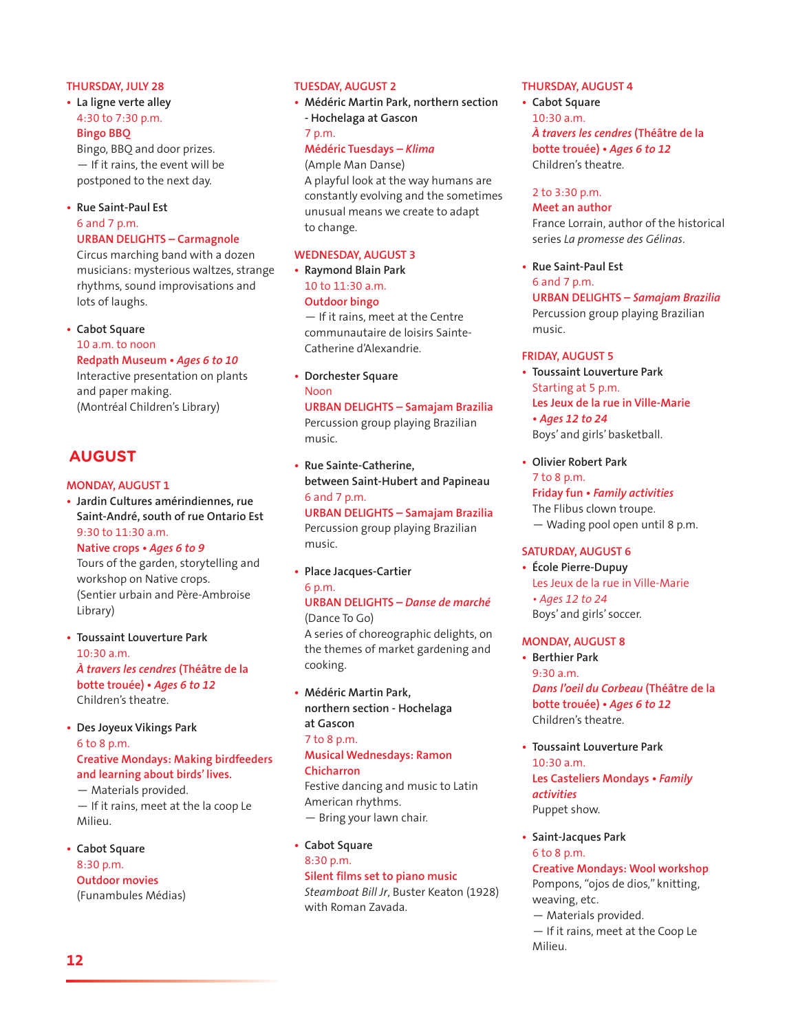### THURSDAY, JULY 28

- **La ligne verte alley**
  4:30 to 7:30 p.m.
  **Bingo BBQ**
  Bingo, BBQ and door prizes.
  — If it rains, the event will be postponed to the next day.

- **Rue Saint-Paul Est**
  6 and 7 p.m.
  **URBAN DELIGHTS – Carmagnole**
  Circus marching band with a dozen musicians: mysterious waltzes, strange rhythms, sound improvisations and lots of laughs.

- **Cabot Square**
  10 a.m. to noon
  **Redpath Museum • *Ages 6 to 10***
  Interactive presentation on plants and paper making.
  (Montréal Children's Library)

## AUGUST

### MONDAY, AUGUST 1

- **Jardin Cultures amérindiennes, rue Saint-André, south of rue Ontario Est**
  9:30 to 11:30 a.m.
  **Native crops • *Ages 6 to 9***
  Tours of the garden, storytelling and workshop on Native crops.
  (Sentier urbain and Père-Ambroise Library)

- **Toussaint Louverture Park**
  10:30 a.m.
  ***À travers les cendres* (Théâtre de la botte trouée) • *Ages 6 to 12***
  Children's theatre.

- **Des Joyeux Vikings Park**
  6 to 8 p.m.
  **Creative Mondays: Making birdfeeders and learning about birds' lives.**
  — Materials provided.
  — If it rains, meet at the la coop Le Milieu.

- **Cabot Square**
  8:30 p.m.
  **Outdoor movies**
  (Funambules Médias)

### TUESDAY, AUGUST 2

- **Médéric Martin Park, northern section - Hochelaga at Gascon**
  7 p.m.
  **Médéric Tuesdays – *Klima***
  (Ample Man Danse)
  A playful look at the way humans are constantly evolving and the sometimes unusual means we create to adapt to change.

### WEDNESDAY, AUGUST 3

- **Raymond Blain Park**
  10 to 11:30 a.m.
  **Outdoor bingo**
  — If it rains, meet at the Centre communautaire de loisirs Sainte-Catherine d'Alexandrie.

- **Dorchester Square**
  Noon
  **URBAN DELIGHTS – Samajam Brazilia**
  Percussion group playing Brazilian music.

- **Rue Sainte-Catherine, between Saint-Hubert and Papineau**
  6 and 7 p.m.
  **URBAN DELIGHTS – Samajam Brazilia**
  Percussion group playing Brazilian music.

- **Place Jacques-Cartier**
  6 p.m.
  **URBAN DELIGHTS – *Danse de marché***
  (Dance To Go)
  A series of choreographic delights, on the themes of market gardening and cooking.

- **Médéric Martin Park, northern section - Hochelaga at Gascon**
  7 to 8 p.m.
  **Musical Wednesdays: Ramon Chicharron**
  Festive dancing and music to Latin American rhythms.
  — Bring your lawn chair.

- **Cabot Square**
  8:30 p.m.
  **Silent films set to piano music**
  *Steamboat Bill Jr*, Buster Keaton (1928) with Roman Zavada.

### THURSDAY, AUGUST 4

- **Cabot Square**
  10:30 a.m.
  ***À travers les cendres* (Théâtre de la botte trouée) • *Ages 6 to 12***
  Children's theatre.

  2 to 3:30 p.m.
  **Meet an author**
  France Lorrain, author of the historical series *La promesse des Gélinas*.

- **Rue Saint-Paul Est**
  6 and 7 p.m.
  **URBAN DELIGHTS – *Samajam Brazilia***
  Percussion group playing Brazilian music.

### FRIDAY, AUGUST 5

- **Toussaint Louverture Park**
  Starting at 5 p.m.
  **Les Jeux de la rue in Ville-Marie • *Ages 12 to 24***
  Boys' and girls' basketball.

- **Olivier Robert Park**
  7 to 8 p.m.
  **Friday fun • *Family activities***
  The Flibus clown troupe.
  — Wading pool open until 8 p.m.

### SATURDAY, AUGUST 6

- **École Pierre-Dupuy**
  Les Jeux de la rue in Ville-Marie
  *• Ages 12 to 24*
  Boys' and girls' soccer.

### MONDAY, AUGUST 8

- **Berthier Park**
  9:30 a.m.
  ***Dans l'oeil du Corbeau* (Théâtre de la botte trouée) • *Ages 6 to 12***
  Children's theatre.

- **Toussaint Louverture Park**
  10:30 a.m.
  **Les Casteliers Mondays • *Family activities***
  Puppet show.

- **Saint-Jacques Park**
  6 to 8 p.m.
  **Creative Mondays: Wool workshop**
  Pompons, "ojos de dios," knitting, weaving, etc.
  — Materials provided.
  — If it rains, meet at the Coop Le Milieu.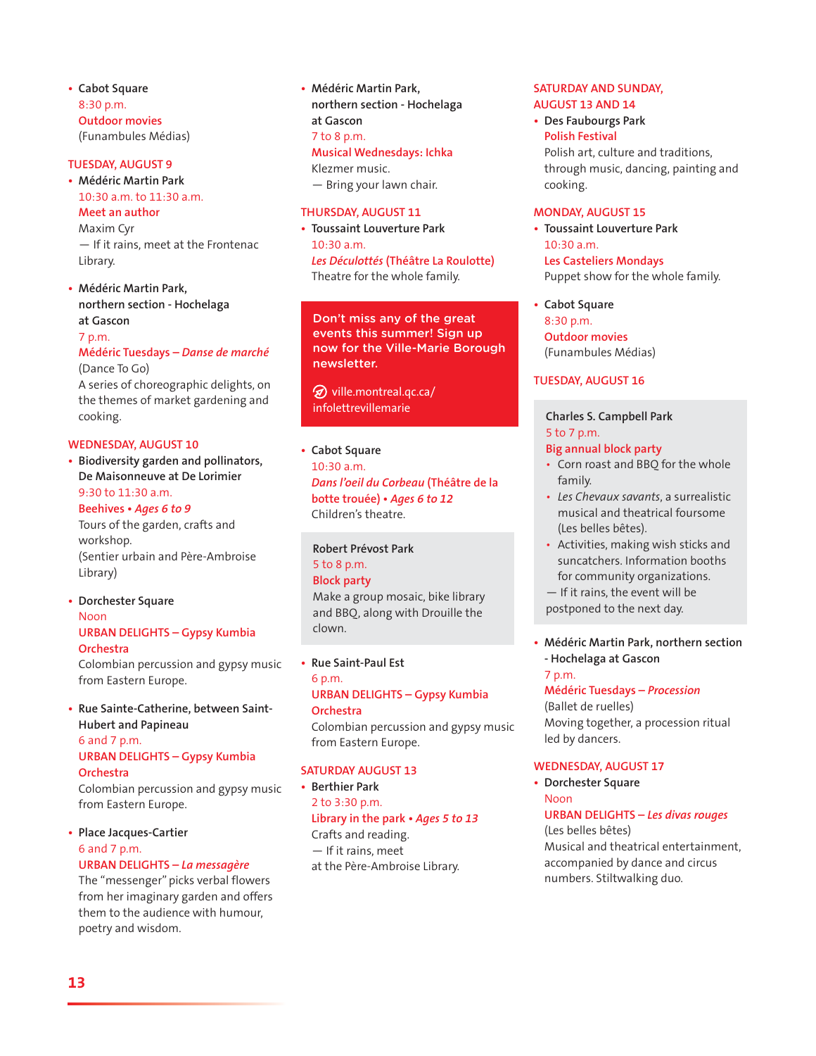- **Cabot Square**
  8:30 p.m.
  Outdoor movies
  (Funambules Médias)

## TUESDAY, AUGUST 9

- **Médéric Martin Park**
  10:30 a.m. to 11:30 a.m.
  Meet an author
  Maxim Cyr
  — If it rains, meet at the Frontenac Library.

- **Médéric Martin Park, northern section - Hochelaga at Gascon**
  7 p.m.
  Médéric Tuesdays – *Danse de marché*
  (Dance To Go)
  A series of choreographic delights, on the themes of market gardening and cooking.

## WEDNESDAY, AUGUST 10

- **Biodiversity garden and pollinators, De Maisonneuve at De Lorimier**
  9:30 to 11:30 a.m.
  Beehives • *Ages 6 to 9*
  Tours of the garden, crafts and workshop.
  (Sentier urbain and Père-Ambroise Library)

- **Dorchester Square**
  Noon
  URBAN DELIGHTS – Gypsy Kumbia Orchestra
  Colombian percussion and gypsy music from Eastern Europe.

- **Rue Sainte-Catherine, between Saint-Hubert and Papineau**
  6 and 7 p.m.
  URBAN DELIGHTS – Gypsy Kumbia Orchestra
  Colombian percussion and gypsy music from Eastern Europe.

- **Place Jacques-Cartier**
  6 and 7 p.m.
  URBAN DELIGHTS – *La messagère*
  The "messenger" picks verbal flowers from her imaginary garden and offers them to the audience with humour, poetry and wisdom.

- **Médéric Martin Park, northern section - Hochelaga at Gascon**
  7 to 8 p.m.
  Musical Wednesdays: Ichka
  Klezmer music.
  — Bring your lawn chair.

## THURSDAY, AUGUST 11

- **Toussaint Louverture Park**
  10:30 a.m.
  *Les Déculottés* (Théâtre La Roulotte)
  Theatre for the whole family.

**Don't miss any of the great events this summer! Sign up now for the Ville-Marie Borough newsletter.**

ville.montreal.qc.ca/infolettrevillemarie

- **Cabot Square**
  10:30 a.m.
  *Dans l'oeil du Corbeau* (Théâtre de la botte trouée) • *Ages 6 to 12*
  Children's theatre.

**Robert Prévost Park**
5 to 8 p.m.
Block party
Make a group mosaic, bike library and BBQ, along with Drouille the clown.

- **Rue Saint-Paul Est**
  6 p.m.
  URBAN DELIGHTS – Gypsy Kumbia Orchestra
  Colombian percussion and gypsy music from Eastern Europe.

## SATURDAY AUGUST 13

- **Berthier Park**
  2 to 3:30 p.m.
  Library in the park • *Ages 5 to 13*
  Crafts and reading.
  — If it rains, meet at the Père-Ambroise Library.

## SATURDAY AND SUNDAY, AUGUST 13 AND 14

- **Des Faubourgs Park**
  Polish Festival
  Polish art, culture and traditions, through music, dancing, painting and cooking.

## MONDAY, AUGUST 15

- **Toussaint Louverture Park**
  10:30 a.m.
  Les Casteliers Mondays
  Puppet show for the whole family.

- **Cabot Square**
  8:30 p.m.
  Outdoor movies
  (Funambules Médias)

## TUESDAY, AUGUST 16

**Charles S. Campbell Park**
5 to 7 p.m.
Big annual block party

- Corn roast and BBQ for the whole family.
- *Les Chevaux savants*, a surrealistic musical and theatrical foursome (Les belles bêtes).
- Activities, making wish sticks and suncatchers. Information booths for community organizations.

— If it rains, the event will be postponed to the next day.

- **Médéric Martin Park, northern section - Hochelaga at Gascon**
  7 p.m.
  Médéric Tuesdays – *Procession*
  (Ballet de ruelles)
  Moving together, a procession ritual led by dancers.

## WEDNESDAY, AUGUST 17

- **Dorchester Square**
  Noon
  URBAN DELIGHTS – *Les divas rouges*
  (Les belles bêtes)
  Musical and theatrical entertainment, accompanied by dance and circus numbers. Stiltwalking duo.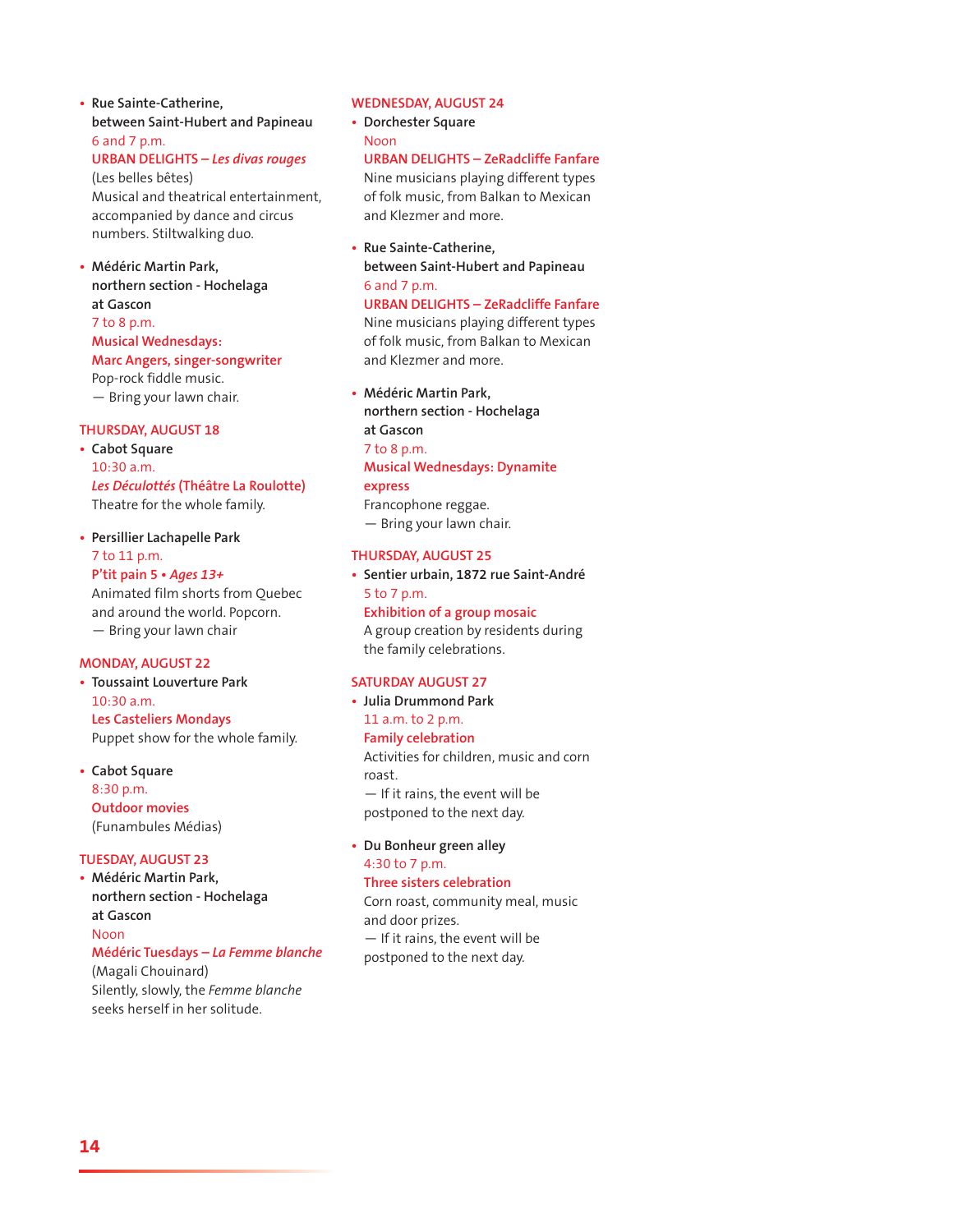- **Rue Sainte-Catherine, between Saint-Hubert and Papineau**
  6 and 7 p.m.
  URBAN DELIGHTS – *Les divas rouges*
  (Les belles bêtes)
  Musical and theatrical entertainment, accompanied by dance and circus numbers. Stiltwalking duo.

- **Médéric Martin Park, northern section - Hochelaga at Gascon**
  7 to 8 p.m.
  Musical Wednesdays: Marc Angers, singer-songwriter
  Pop-rock fiddle music.
  — Bring your lawn chair.

## THURSDAY, AUGUST 18

- **Cabot Square**
  10:30 a.m.
  *Les Déculottés* (Théâtre La Roulotte)
  Theatre for the whole family.

- **Persillier Lachapelle Park**
  7 to 11 p.m.
  P'tit pain 5 • *Ages 13+*
  Animated film shorts from Quebec and around the world. Popcorn.
  — Bring your lawn chair

## MONDAY, AUGUST 22

- **Toussaint Louverture Park**
  10:30 a.m.
  Les Casteliers Mondays
  Puppet show for the whole family.

- **Cabot Square**
  8:30 p.m.
  Outdoor movies
  (Funambules Médias)

## TUESDAY, AUGUST 23

- **Médéric Martin Park, northern section - Hochelaga at Gascon**
  Noon
  Médéric Tuesdays – *La Femme blanche*
  (Magali Chouinard)
  Silently, slowly, the *Femme blanche* seeks herself in her solitude.

## WEDNESDAY, AUGUST 24

- **Dorchester Square**
  Noon
  URBAN DELIGHTS – ZeRadcliffe Fanfare
  Nine musicians playing different types of folk music, from Balkan to Mexican and Klezmer and more.

- **Rue Sainte-Catherine, between Saint-Hubert and Papineau**
  6 and 7 p.m.
  URBAN DELIGHTS – ZeRadcliffe Fanfare
  Nine musicians playing different types of folk music, from Balkan to Mexican and Klezmer and more.

- **Médéric Martin Park, northern section - Hochelaga at Gascon**
  7 to 8 p.m.
  Musical Wednesdays: Dynamite express
  Francophone reggae.
  — Bring your lawn chair.

## THURSDAY, AUGUST 25

- **Sentier urbain, 1872 rue Saint-André**
  5 to 7 p.m.
  Exhibition of a group mosaic
  A group creation by residents during the family celebrations.

## SATURDAY AUGUST 27

- **Julia Drummond Park**
  11 a.m. to 2 p.m.
  Family celebration
  Activities for children, music and corn roast.
  — If it rains, the event will be postponed to the next day.

- **Du Bonheur green alley**
  4:30 to 7 p.m.
  Three sisters celebration
  Corn roast, community meal, music and door prizes.
  — If it rains, the event will be postponed to the next day.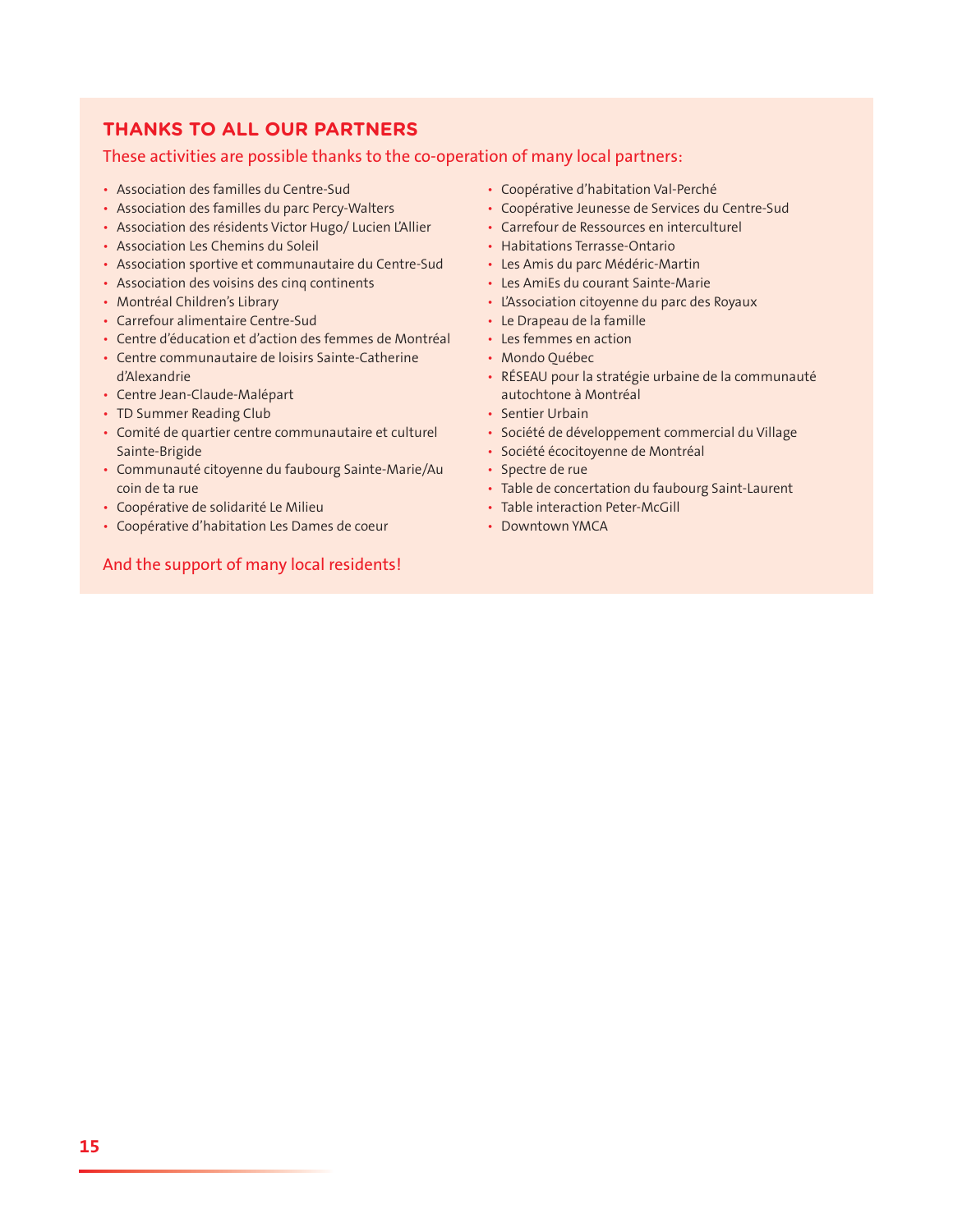## THANKS TO ALL OUR PARTNERS

These activities are possible thanks to the co-operation of many local partners:

- Association des familles du Centre-Sud
- Association des familles du parc Percy-Walters
- Association des résidents Victor Hugo/ Lucien L'Allier
- Association Les Chemins du Soleil
- Association sportive et communautaire du Centre-Sud
- Association des voisins des cinq continents
- Montréal Children's Library
- Carrefour alimentaire Centre-Sud
- Centre d'éducation et d'action des femmes de Montréal
- Centre communautaire de loisirs Sainte-Catherine d'Alexandrie
- Centre Jean-Claude-Malépart
- TD Summer Reading Club
- Comité de quartier centre communautaire et culturel Sainte-Brigide
- Communauté citoyenne du faubourg Sainte-Marie/Au coin de ta rue
- Coopérative de solidarité Le Milieu
- Coopérative d'habitation Les Dames de coeur
- Coopérative d'habitation Val-Perché
- Coopérative Jeunesse de Services du Centre-Sud
- Carrefour de Ressources en interculturel
- Habitations Terrasse-Ontario
- Les Amis du parc Médéric-Martin
- Les AmiEs du courant Sainte-Marie
- L'Association citoyenne du parc des Royaux
- Le Drapeau de la famille
- Les femmes en action
- Mondo Québec
- RÉSEAU pour la stratégie urbaine de la communauté autochtone à Montréal
- Sentier Urbain
- Société de développement commercial du Village
- Société écocitoyenne de Montréal
- Spectre de rue
- Table de concertation du faubourg Saint-Laurent
- Table interaction Peter-McGill
- Downtown YMCA

And the support of many local residents!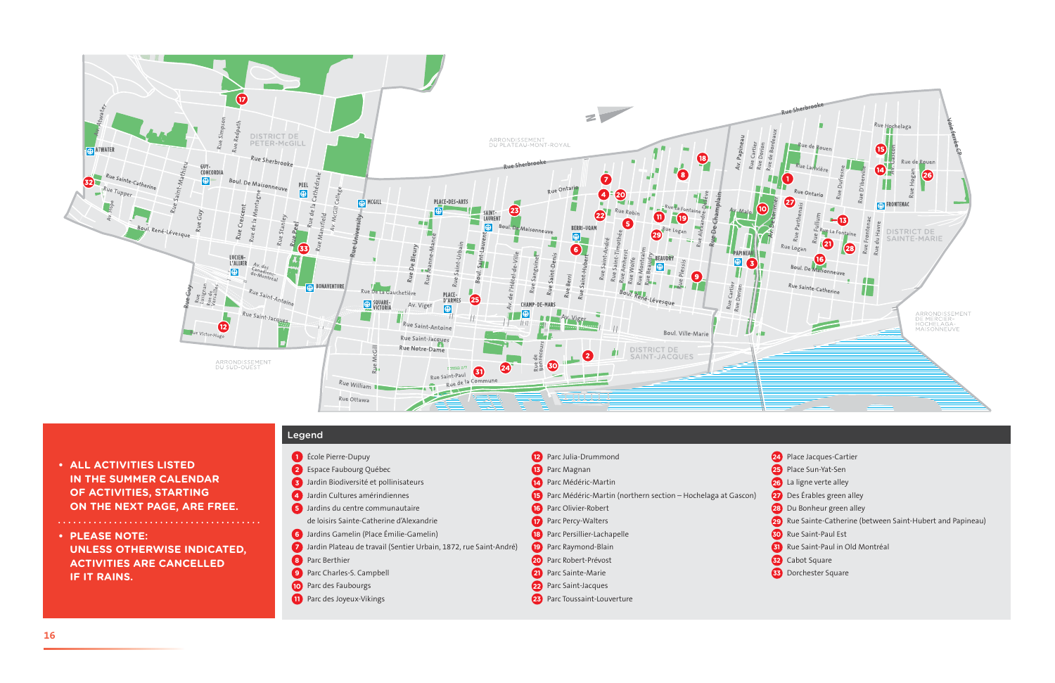- **ALL ACTIVITIES LISTED IN THE SUMMER CALENDAR OF ACTIVITIES, STARTING ON THE NEXT PAGE, ARE FREE.**

- **PLEASE NOTE: UNLESS OTHERWISE INDICATED, ACTIVITIES ARE CANCELLED IF IT RAINS.**

## Legend

1. École Pierre-Dupuy
2. Espace Faubourg Québec
3. Jardin Biodiversité et pollinisateurs
4. Jardin Cultures amérindiennes
5. Jardins du centre communautaire de loisirs Sainte-Catherine d'Alexandrie
6. Jardins Gamelin (Place Émilie-Gamelin)
7. Jardin Plateau de travail (Sentier Urbain, 1872, rue Saint-André)
8. Parc Berthier
9. Parc Charles-S. Campbell
10. Parc des Faubourgs
11. Parc des Joyeux-Vikings
12. Parc Julia-Drummond
13. Parc Magnan
14. Parc Médéric-Martin
15. Parc Médéric-Martin (northern section – Hochelaga at Gascon)
16. Parc Olivier-Robert
17. Parc Percy-Walters
18. Parc Persillier-Lachapelle
19. Parc Raymond-Blain
20. Parc Robert-Prévost
21. Parc Sainte-Marie
22. Parc Saint-Jacques
23. Parc Toussaint-Louverture
24. Place Jacques-Cartier
25. Place Sun-Yat-Sen
26. La ligne verte alley
27. Des Érables green alley
28. Du Bonheur green alley
29. Rue Sainte-Catherine (between Saint-Hubert and Papineau)
30. Rue Saint-Paul Est
31. Rue Saint-Paul in Old Montréal
32. Cabot Square
33. Dorchester Square